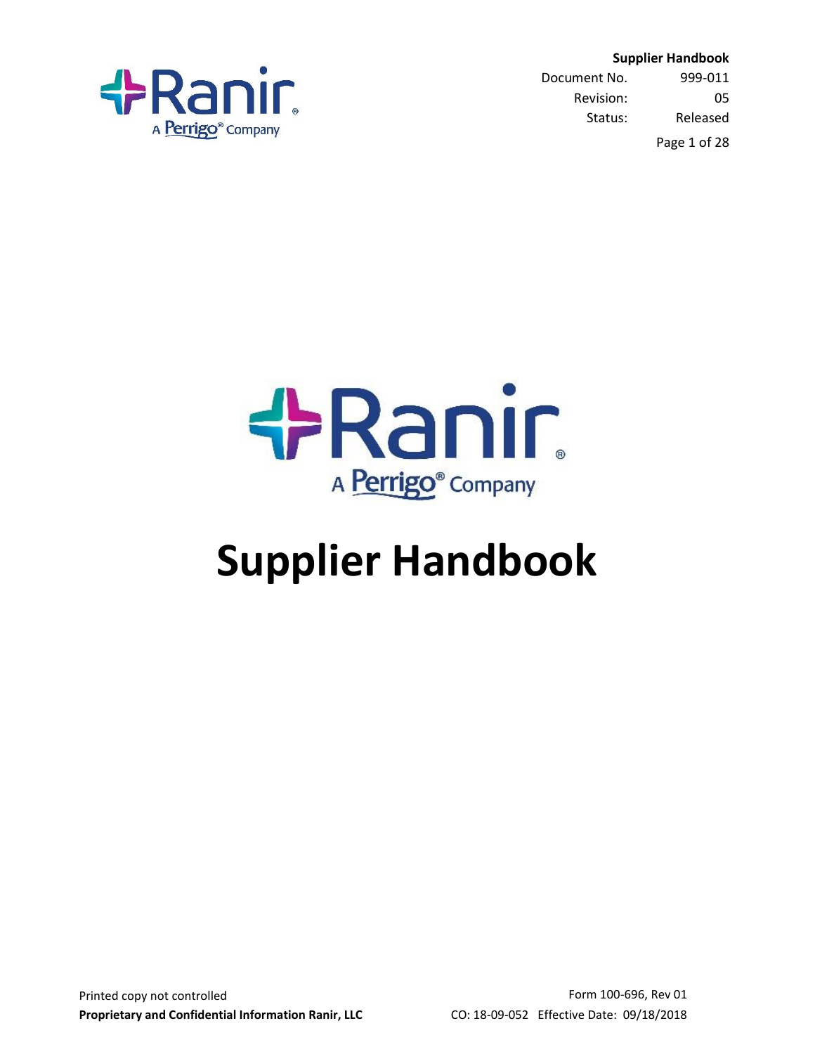**Supplier Handbook**

| | |
|---|---|
| Document No. | 999-011 |
| Revision: | 05 |
| Status: | Released |

Ranir
A Perrigo® Company

# Supplier Handbook

Printed copy not controlled

**Proprietary and Confidential Information Ranir, LLC**

Form 100-696, Rev 01

CO: 18-09-052 Effective Date: 09/18/2018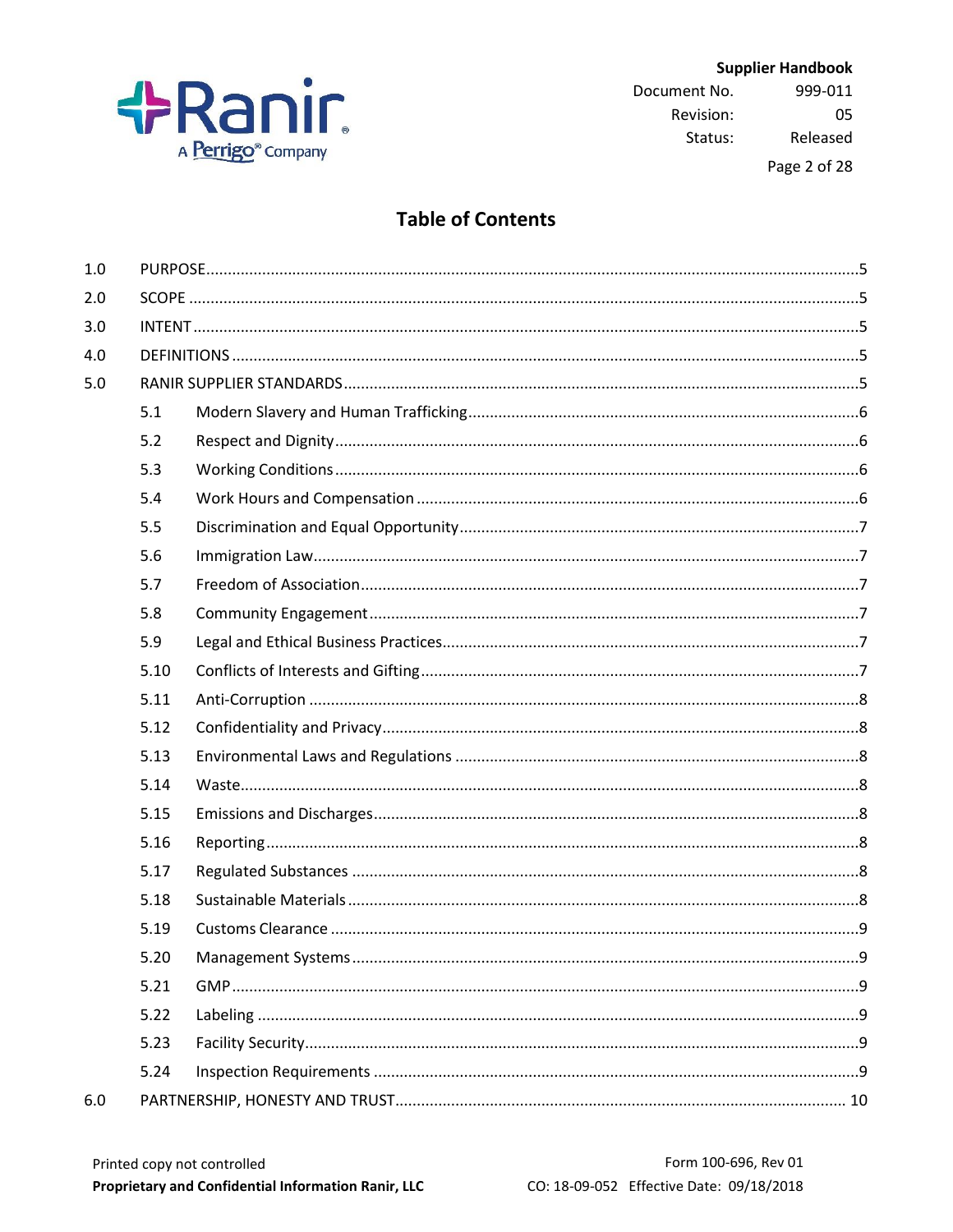# Table of Contents

| | | |
|---|---|---|
| 1.0 | PURPOSE | 5 |
| 2.0 | SCOPE | 5 |
| 3.0 | INTENT | 5 |
| 4.0 | DEFINITIONS | 5 |
| 5.0 | RANIR SUPPLIER STANDARDS | 5 |
| 5.1 | Modern Slavery and Human Trafficking | 6 |
| 5.2 | Respect and Dignity | 6 |
| 5.3 | Working Conditions | 6 |
| 5.4 | Work Hours and Compensation | 6 |
| 5.5 | Discrimination and Equal Opportunity | 7 |
| 5.6 | Immigration Law | 7 |
| 5.7 | Freedom of Association | 7 |
| 5.8 | Community Engagement | 7 |
| 5.9 | Legal and Ethical Business Practices | 7 |
| 5.10 | Conflicts of Interests and Gifting | 7 |
| 5.11 | Anti-Corruption | 8 |
| 5.12 | Confidentiality and Privacy | 8 |
| 5.13 | Environmental Laws and Regulations | 8 |
| 5.14 | Waste | 8 |
| 5.15 | Emissions and Discharges | 8 |
| 5.16 | Reporting | 8 |
| 5.17 | Regulated Substances | 8 |
| 5.18 | Sustainable Materials | 8 |
| 5.19 | Customs Clearance | 9 |
| 5.20 | Management Systems | 9 |
| 5.21 | GMP | 9 |
| 5.22 | Labeling | 9 |
| 5.23 | Facility Security | 9 |
| 5.24 | Inspection Requirements | 9 |
| 6.0 | PARTNERSHIP, HONESTY AND TRUST | 10 |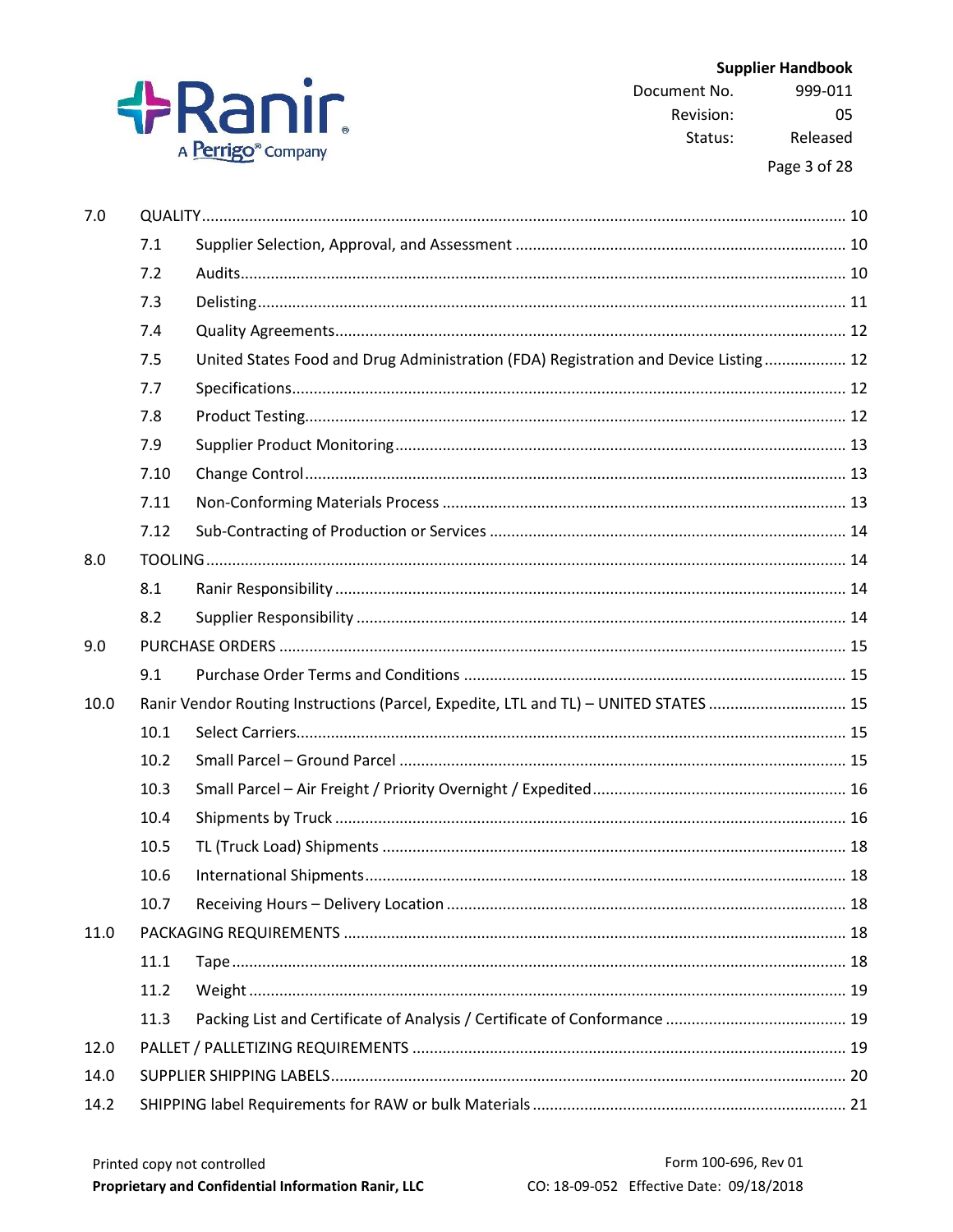| | | | |
|---|---|---|---|
| 7.0 | QUALITY | | 10 |
| | 7.1 | Supplier Selection, Approval, and Assessment | 10 |
| | 7.2 | Audits | 10 |
| | 7.3 | Delisting | 11 |
| | 7.4 | Quality Agreements | 12 |
| | 7.5 | United States Food and Drug Administration (FDA) Registration and Device Listing | 12 |
| | 7.7 | Specifications | 12 |
| | 7.8 | Product Testing | 12 |
| | 7.9 | Supplier Product Monitoring | 13 |
| | 7.10 | Change Control | 13 |
| | 7.11 | Non-Conforming Materials Process | 13 |
| | 7.12 | Sub-Contracting of Production or Services | 14 |
| 8.0 | TOOLING | | 14 |
| | 8.1 | Ranir Responsibility | 14 |
| | 8.2 | Supplier Responsibility | 14 |
| 9.0 | PURCHASE ORDERS | | 15 |
| | 9.1 | Purchase Order Terms and Conditions | 15 |
| 10.0 | Ranir Vendor Routing Instructions (Parcel, Expedite, LTL and TL) – UNITED STATES | | 15 |
| | 10.1 | Select Carriers | 15 |
| | 10.2 | Small Parcel – Ground Parcel | 15 |
| | 10.3 | Small Parcel – Air Freight / Priority Overnight / Expedited | 16 |
| | 10.4 | Shipments by Truck | 16 |
| | 10.5 | TL (Truck Load) Shipments | 18 |
| | 10.6 | International Shipments | 18 |
| | 10.7 | Receiving Hours – Delivery Location | 18 |
| 11.0 | PACKAGING REQUIREMENTS | | 18 |
| | 11.1 | Tape | 18 |
| | 11.2 | Weight | 19 |
| | 11.3 | Packing List and Certificate of Analysis / Certificate of Conformance | 19 |
| 12.0 | PALLET / PALLETIZING REQUIREMENTS | | 19 |
| 14.0 | SUPPLIER SHIPPING LABELS | | 20 |
| 14.2 | SHIPPING label Requirements for RAW or bulk Materials | | 21 |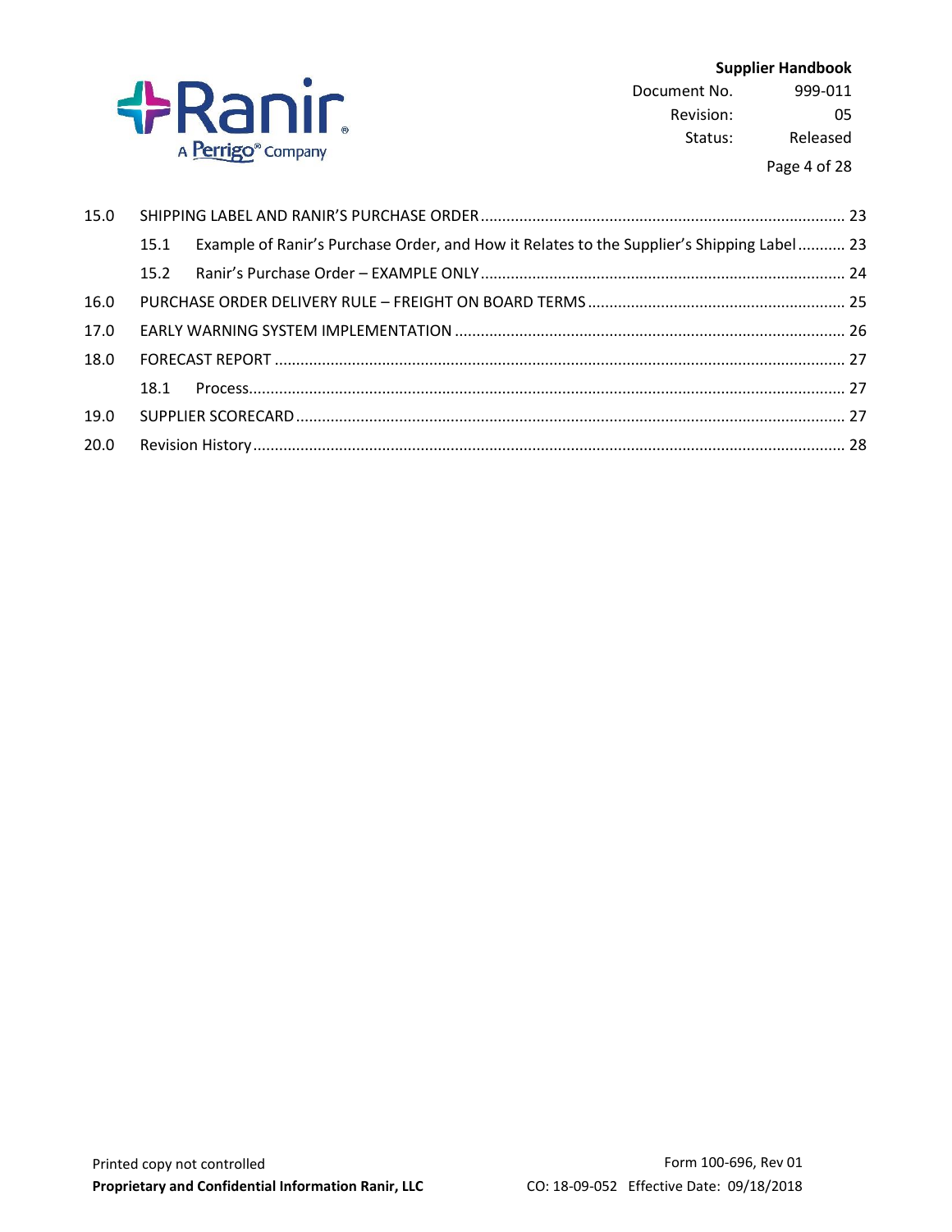| | | |
|---|---|---|
| 15.0 | SHIPPING LABEL AND RANIR'S PURCHASE ORDER | 23 |
| 15.1 | Example of Ranir's Purchase Order, and How it Relates to the Supplier's Shipping Label | 23 |
| 15.2 | Ranir's Purchase Order – EXAMPLE ONLY | 24 |
| 16.0 | PURCHASE ORDER DELIVERY RULE – FREIGHT ON BOARD TERMS | 25 |
| 17.0 | EARLY WARNING SYSTEM IMPLEMENTATION | 26 |
| 18.0 | FORECAST REPORT | 27 |
| 18.1 | Process | 27 |
| 19.0 | SUPPLIER SCORECARD | 27 |
| 20.0 | Revision History | 28 |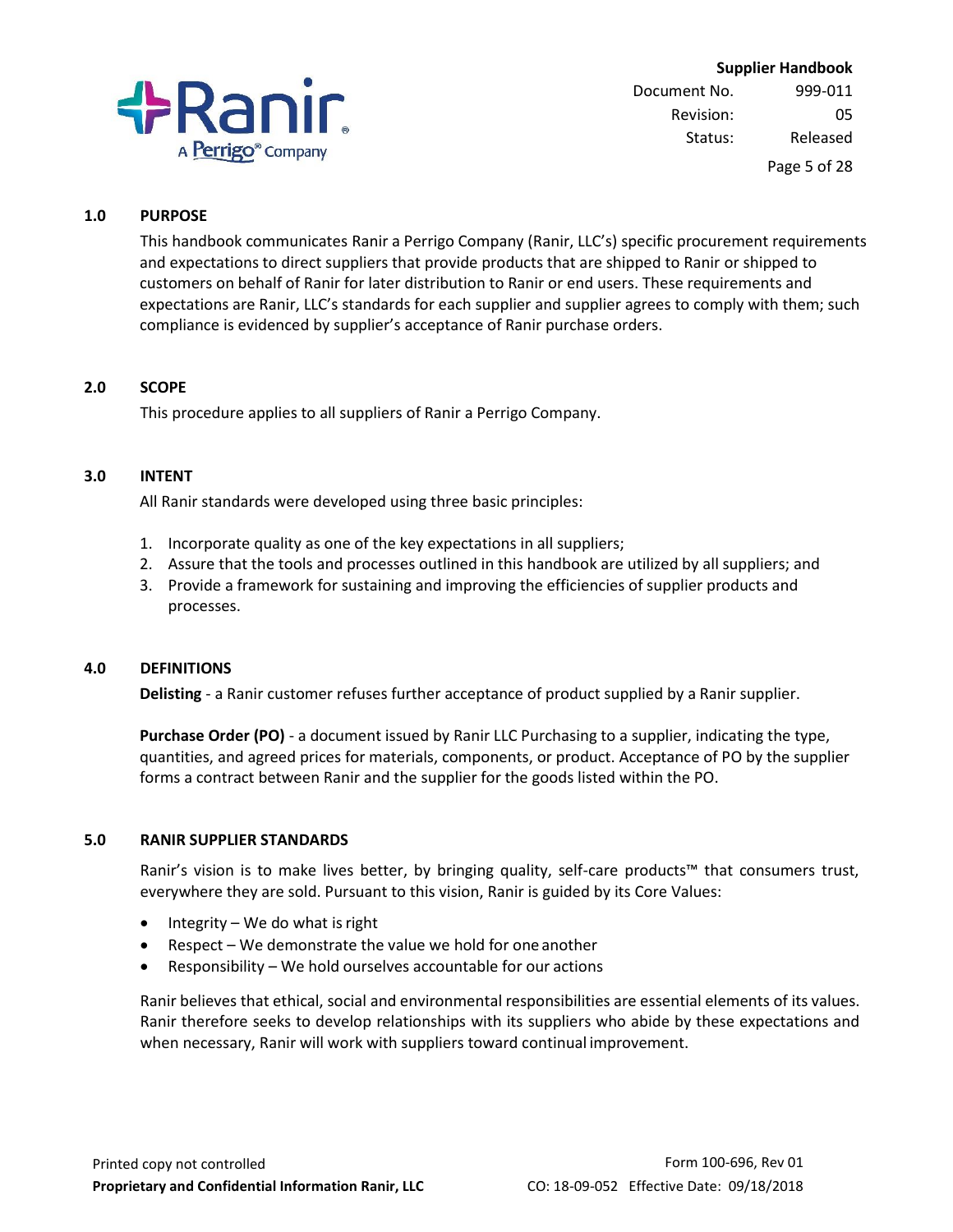## 1.0 PURPOSE

This handbook communicates Ranir a Perrigo Company (Ranir, LLC's) specific procurement requirements and expectations to direct suppliers that provide products that are shipped to Ranir or shipped to customers on behalf of Ranir for later distribution to Ranir or end users. These requirements and expectations are Ranir, LLC's standards for each supplier and supplier agrees to comply with them; such compliance is evidenced by supplier's acceptance of Ranir purchase orders.

## 2.0 SCOPE

This procedure applies to all suppliers of Ranir a Perrigo Company.

## 3.0 INTENT

All Ranir standards were developed using three basic principles:

1. Incorporate quality as one of the key expectations in all suppliers;
2. Assure that the tools and processes outlined in this handbook are utilized by all suppliers; and
3. Provide a framework for sustaining and improving the efficiencies of supplier products and processes.

## 4.0 DEFINITIONS

**Delisting** - a Ranir customer refuses further acceptance of product supplied by a Ranir supplier.

**Purchase Order (PO)** - a document issued by Ranir LLC Purchasing to a supplier, indicating the type, quantities, and agreed prices for materials, components, or product. Acceptance of PO by the supplier forms a contract between Ranir and the supplier for the goods listed within the PO.

## 5.0 RANIR SUPPLIER STANDARDS

Ranir's vision is to make lives better, by bringing quality, self-care products™ that consumers trust, everywhere they are sold. Pursuant to this vision, Ranir is guided by its Core Values:

- Integrity – We do what is right
- Respect – We demonstrate the value we hold for one another
- Responsibility – We hold ourselves accountable for our actions

Ranir believes that ethical, social and environmental responsibilities are essential elements of its values. Ranir therefore seeks to develop relationships with its suppliers who abide by these expectations and when necessary, Ranir will work with suppliers toward continual improvement.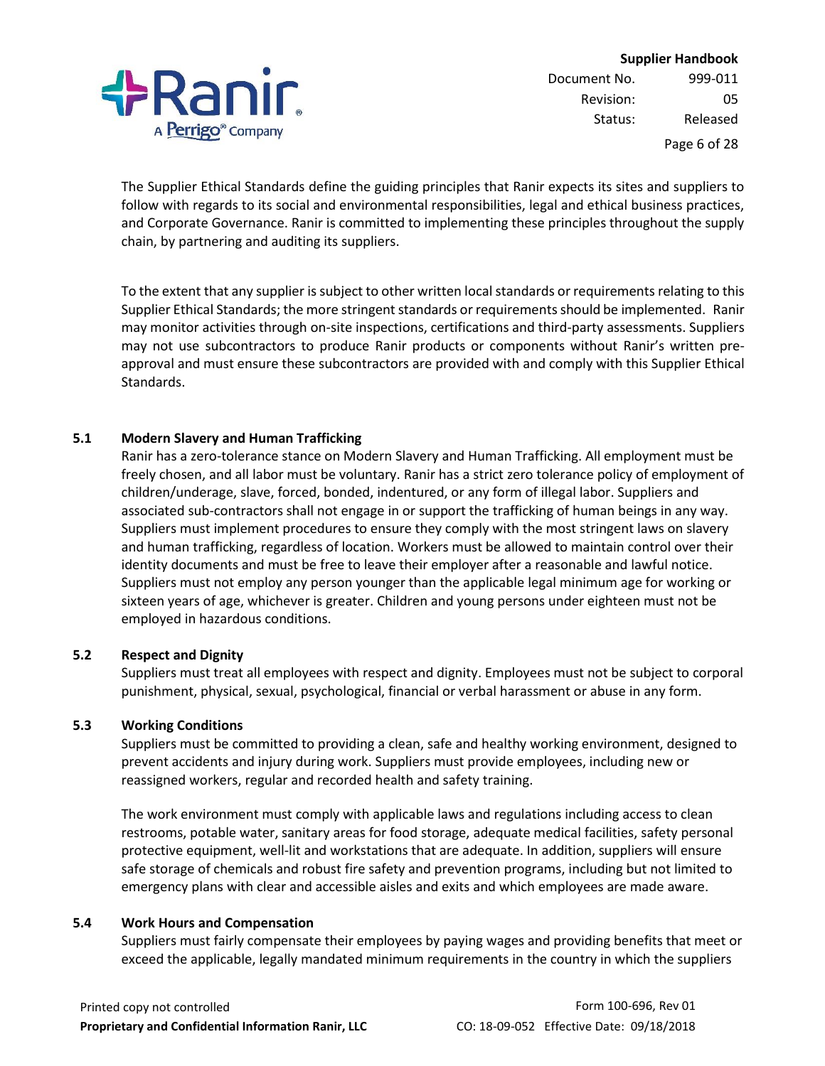The Supplier Ethical Standards define the guiding principles that Ranir expects its sites and suppliers to follow with regards to its social and environmental responsibilities, legal and ethical business practices, and Corporate Governance. Ranir is committed to implementing these principles throughout the supply chain, by partnering and auditing its suppliers.

To the extent that any supplier is subject to other written local standards or requirements relating to this Supplier Ethical Standards; the more stringent standards or requirements should be implemented. Ranir may monitor activities through on-site inspections, certifications and third-party assessments. Suppliers may not use subcontractors to produce Ranir products or components without Ranir's written pre-approval and must ensure these subcontractors are provided with and comply with this Supplier Ethical Standards.

### 5.1 Modern Slavery and Human Trafficking

Ranir has a zero-tolerance stance on Modern Slavery and Human Trafficking. All employment must be freely chosen, and all labor must be voluntary. Ranir has a strict zero tolerance policy of employment of children/underage, slave, forced, bonded, indentured, or any form of illegal labor. Suppliers and associated sub-contractors shall not engage in or support the trafficking of human beings in any way. Suppliers must implement procedures to ensure they comply with the most stringent laws on slavery and human trafficking, regardless of location. Workers must be allowed to maintain control over their identity documents and must be free to leave their employer after a reasonable and lawful notice. Suppliers must not employ any person younger than the applicable legal minimum age for working or sixteen years of age, whichever is greater. Children and young persons under eighteen must not be employed in hazardous conditions.

### 5.2 Respect and Dignity

Suppliers must treat all employees with respect and dignity. Employees must not be subject to corporal punishment, physical, sexual, psychological, financial or verbal harassment or abuse in any form.

### 5.3 Working Conditions

Suppliers must be committed to providing a clean, safe and healthy working environment, designed to prevent accidents and injury during work. Suppliers must provide employees, including new or reassigned workers, regular and recorded health and safety training.

The work environment must comply with applicable laws and regulations including access to clean restrooms, potable water, sanitary areas for food storage, adequate medical facilities, safety personal protective equipment, well-lit and workstations that are adequate. In addition, suppliers will ensure safe storage of chemicals and robust fire safety and prevention programs, including but not limited to emergency plans with clear and accessible aisles and exits and which employees are made aware.

### 5.4 Work Hours and Compensation

Suppliers must fairly compensate their employees by paying wages and providing benefits that meet or exceed the applicable, legally mandated minimum requirements in the country in which the suppliers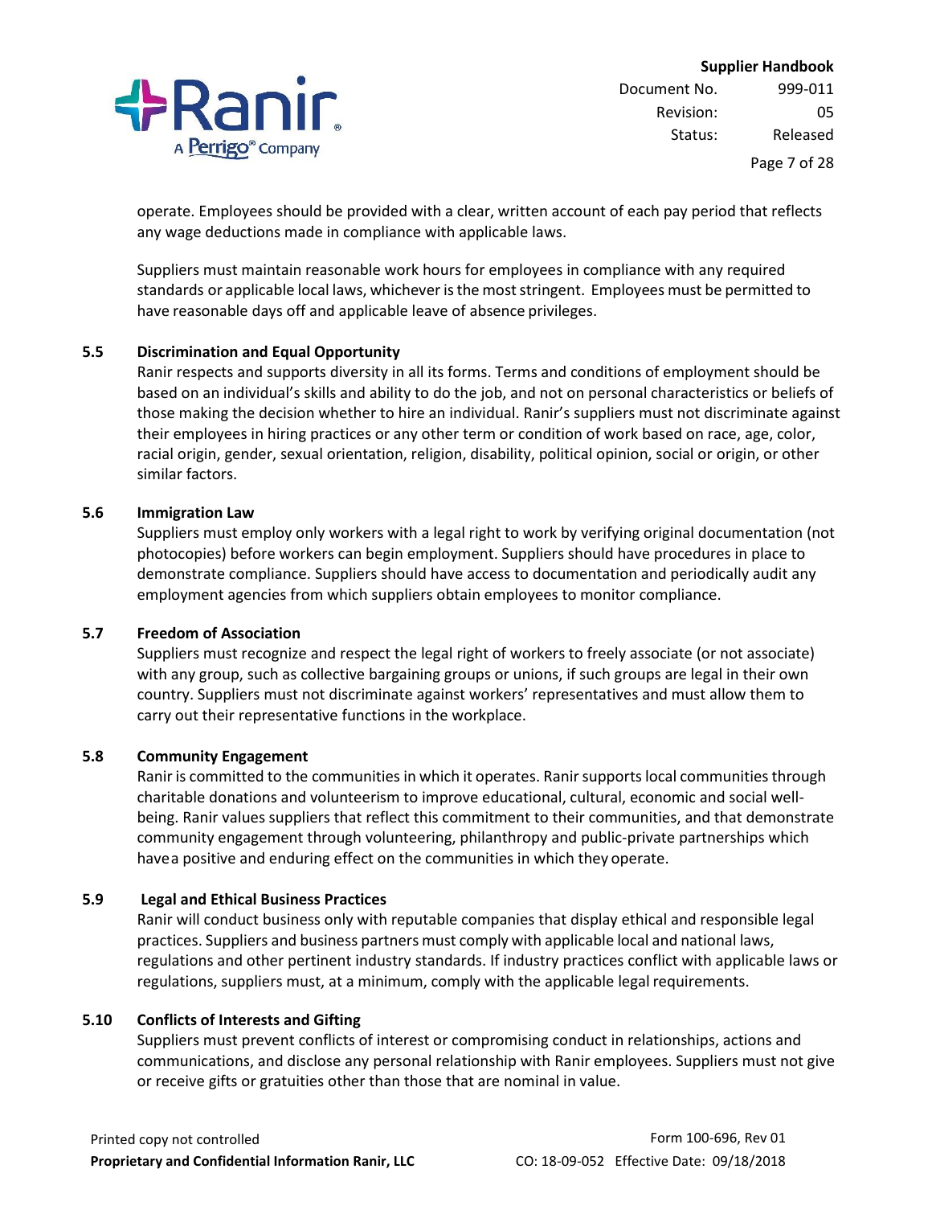operate. Employees should be provided with a clear, written account of each pay period that reflects any wage deductions made in compliance with applicable laws.

Suppliers must maintain reasonable work hours for employees in compliance with any required standards or applicable local laws, whichever is the most stringent. Employees must be permitted to have reasonable days off and applicable leave of absence privileges.

### 5.5 Discrimination and Equal Opportunity

Ranir respects and supports diversity in all its forms. Terms and conditions of employment should be based on an individual's skills and ability to do the job, and not on personal characteristics or beliefs of those making the decision whether to hire an individual. Ranir's suppliers must not discriminate against their employees in hiring practices or any other term or condition of work based on race, age, color, racial origin, gender, sexual orientation, religion, disability, political opinion, social or origin, or other similar factors.

### 5.6 Immigration Law

Suppliers must employ only workers with a legal right to work by verifying original documentation (not photocopies) before workers can begin employment. Suppliers should have procedures in place to demonstrate compliance. Suppliers should have access to documentation and periodically audit any employment agencies from which suppliers obtain employees to monitor compliance.

### 5.7 Freedom of Association

Suppliers must recognize and respect the legal right of workers to freely associate (or not associate) with any group, such as collective bargaining groups or unions, if such groups are legal in their own country. Suppliers must not discriminate against workers' representatives and must allow them to carry out their representative functions in the workplace.

### 5.8 Community Engagement

Ranir is committed to the communities in which it operates. Ranir supports local communities through charitable donations and volunteerism to improve educational, cultural, economic and social well-being. Ranir values suppliers that reflect this commitment to their communities, and that demonstrate community engagement through volunteering, philanthropy and public-private partnerships which havea positive and enduring effect on the communities in which they operate.

### 5.9 Legal and Ethical Business Practices

Ranir will conduct business only with reputable companies that display ethical and responsible legal practices. Suppliers and business partners must comply with applicable local and national laws, regulations and other pertinent industry standards. If industry practices conflict with applicable laws or regulations, suppliers must, at a minimum, comply with the applicable legal requirements.

### 5.10 Conflicts of Interests and Gifting

Suppliers must prevent conflicts of interest or compromising conduct in relationships, actions and communications, and disclose any personal relationship with Ranir employees. Suppliers must not give or receive gifts or gratuities other than those that are nominal in value.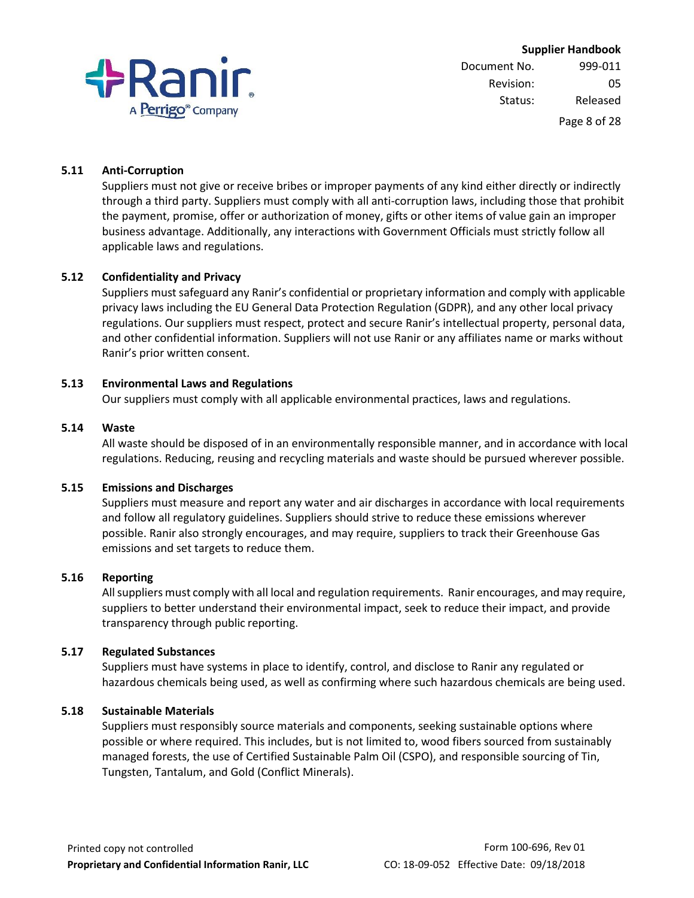### 5.11 Anti-Corruption

Suppliers must not give or receive bribes or improper payments of any kind either directly or indirectly through a third party. Suppliers must comply with all anti-corruption laws, including those that prohibit the payment, promise, offer or authorization of money, gifts or other items of value gain an improper business advantage. Additionally, any interactions with Government Officials must strictly follow all applicable laws and regulations.

### 5.12 Confidentiality and Privacy

Suppliers must safeguard any Ranir's confidential or proprietary information and comply with applicable privacy laws including the EU General Data Protection Regulation (GDPR), and any other local privacy regulations. Our suppliers must respect, protect and secure Ranir's intellectual property, personal data, and other confidential information. Suppliers will not use Ranir or any affiliates name or marks without Ranir's prior written consent.

### 5.13 Environmental Laws and Regulations

Our suppliers must comply with all applicable environmental practices, laws and regulations.

### 5.14 Waste

All waste should be disposed of in an environmentally responsible manner, and in accordance with local regulations. Reducing, reusing and recycling materials and waste should be pursued wherever possible.

### 5.15 Emissions and Discharges

Suppliers must measure and report any water and air discharges in accordance with local requirements and follow all regulatory guidelines. Suppliers should strive to reduce these emissions wherever possible. Ranir also strongly encourages, and may require, suppliers to track their Greenhouse Gas emissions and set targets to reduce them.

### 5.16 Reporting

All suppliers must comply with all local and regulation requirements. Ranir encourages, and may require, suppliers to better understand their environmental impact, seek to reduce their impact, and provide transparency through public reporting.

### 5.17 Regulated Substances

Suppliers must have systems in place to identify, control, and disclose to Ranir any regulated or hazardous chemicals being used, as well as confirming where such hazardous chemicals are being used.

### 5.18 Sustainable Materials

Suppliers must responsibly source materials and components, seeking sustainable options where possible or where required. This includes, but is not limited to, wood fibers sourced from sustainably managed forests, the use of Certified Sustainable Palm Oil (CSPO), and responsible sourcing of Tin, Tungsten, Tantalum, and Gold (Conflict Minerals).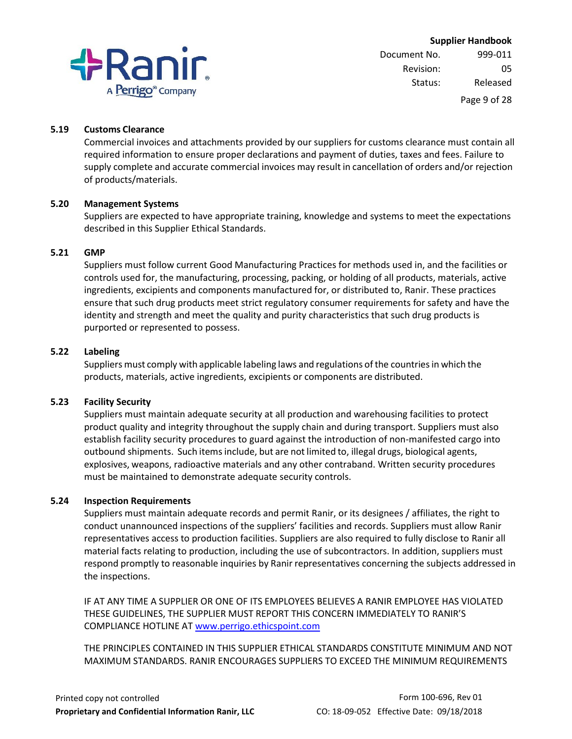### 5.19 Customs Clearance

Commercial invoices and attachments provided by our suppliers for customs clearance must contain all required information to ensure proper declarations and payment of duties, taxes and fees. Failure to supply complete and accurate commercial invoices may result in cancellation of orders and/or rejection of products/materials.

### 5.20 Management Systems

Suppliers are expected to have appropriate training, knowledge and systems to meet the expectations described in this Supplier Ethical Standards.

### 5.21 GMP

Suppliers must follow current Good Manufacturing Practices for methods used in, and the facilities or controls used for, the manufacturing, processing, packing, or holding of all products, materials, active ingredients, excipients and components manufactured for, or distributed to, Ranir. These practices ensure that such drug products meet strict regulatory consumer requirements for safety and have the identity and strength and meet the quality and purity characteristics that such drug products is purported or represented to possess.

### 5.22 Labeling

Suppliers must comply with applicable labeling laws and regulations of the countries in which the products, materials, active ingredients, excipients or components are distributed.

### 5.23 Facility Security

Suppliers must maintain adequate security at all production and warehousing facilities to protect product quality and integrity throughout the supply chain and during transport. Suppliers must also establish facility security procedures to guard against the introduction of non-manifested cargo into outbound shipments. Such items include, but are not limited to, illegal drugs, biological agents, explosives, weapons, radioactive materials and any other contraband. Written security procedures must be maintained to demonstrate adequate security controls.

### 5.24 Inspection Requirements

Suppliers must maintain adequate records and permit Ranir, or its designees / affiliates, the right to conduct unannounced inspections of the suppliers' facilities and records. Suppliers must allow Ranir representatives access to production facilities. Suppliers are also required to fully disclose to Ranir all material facts relating to production, including the use of subcontractors. In addition, suppliers must respond promptly to reasonable inquiries by Ranir representatives concerning the subjects addressed in the inspections.

IF AT ANY TIME A SUPPLIER OR ONE OF ITS EMPLOYEES BELIEVES A RANIR EMPLOYEE HAS VIOLATED THESE GUIDELINES, THE SUPPLIER MUST REPORT THIS CONCERN IMMEDIATELY TO RANIR'S COMPLIANCE HOTLINE AT www.perrigo.ethicspoint.com

THE PRINCIPLES CONTAINED IN THIS SUPPLIER ETHICAL STANDARDS CONSTITUTE MINIMUM AND NOT MAXIMUM STANDARDS. RANIR ENCOURAGES SUPPLIERS TO EXCEED THE MINIMUM REQUIREMENTS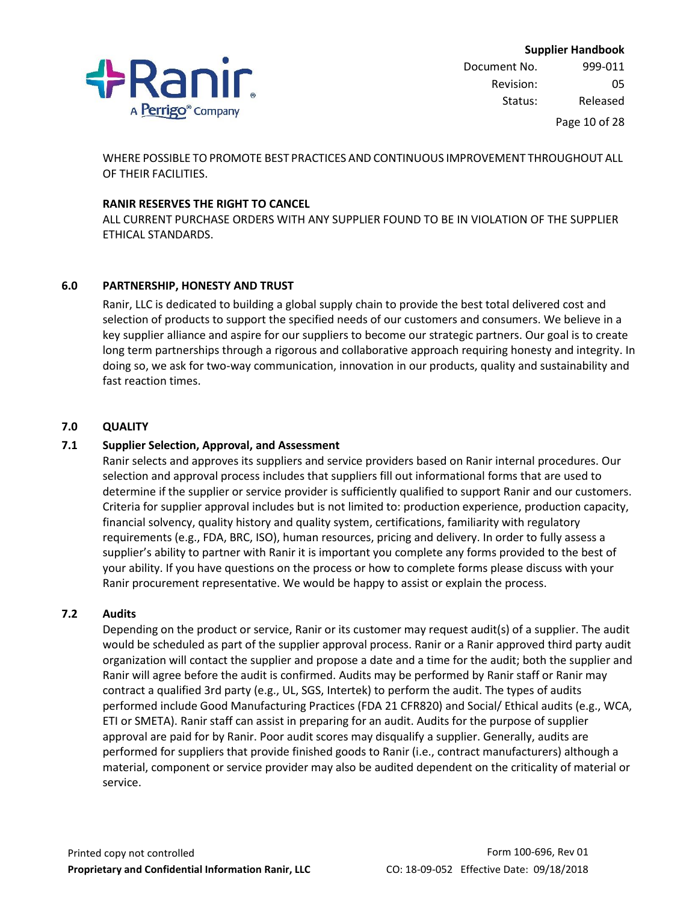WHERE POSSIBLE TO PROMOTE BEST PRACTICES AND CONTINUOUS IMPROVEMENT THROUGHOUT ALL OF THEIR FACILITIES.

**RANIR RESERVES THE RIGHT TO CANCEL**
ALL CURRENT PURCHASE ORDERS WITH ANY SUPPLIER FOUND TO BE IN VIOLATION OF THE SUPPLIER ETHICAL STANDARDS.

## 6.0 PARTNERSHIP, HONESTY AND TRUST

Ranir, LLC is dedicated to building a global supply chain to provide the best total delivered cost and selection of products to support the specified needs of our customers and consumers. We believe in a key supplier alliance and aspire for our suppliers to become our strategic partners. Our goal is to create long term partnerships through a rigorous and collaborative approach requiring honesty and integrity. In doing so, we ask for two-way communication, innovation in our products, quality and sustainability and fast reaction times.

## 7.0 QUALITY

### 7.1 Supplier Selection, Approval, and Assessment

Ranir selects and approves its suppliers and service providers based on Ranir internal procedures. Our selection and approval process includes that suppliers fill out informational forms that are used to determine if the supplier or service provider is sufficiently qualified to support Ranir and our customers. Criteria for supplier approval includes but is not limited to: production experience, production capacity, financial solvency, quality history and quality system, certifications, familiarity with regulatory requirements (e.g., FDA, BRC, ISO), human resources, pricing and delivery. In order to fully assess a supplier's ability to partner with Ranir it is important you complete any forms provided to the best of your ability. If you have questions on the process or how to complete forms please discuss with your Ranir procurement representative. We would be happy to assist or explain the process.

### 7.2 Audits

Depending on the product or service, Ranir or its customer may request audit(s) of a supplier. The audit would be scheduled as part of the supplier approval process. Ranir or a Ranir approved third party audit organization will contact the supplier and propose a date and a time for the audit; both the supplier and Ranir will agree before the audit is confirmed. Audits may be performed by Ranir staff or Ranir may contract a qualified 3rd party (e.g., UL, SGS, Intertek) to perform the audit. The types of audits performed include Good Manufacturing Practices (FDA 21 CFR820) and Social/ Ethical audits (e.g., WCA, ETI or SMETA). Ranir staff can assist in preparing for an audit. Audits for the purpose of supplier approval are paid for by Ranir. Poor audit scores may disqualify a supplier. Generally, audits are performed for suppliers that provide finished goods to Ranir (i.e., contract manufacturers) although a material, component or service provider may also be audited dependent on the criticality of material or service.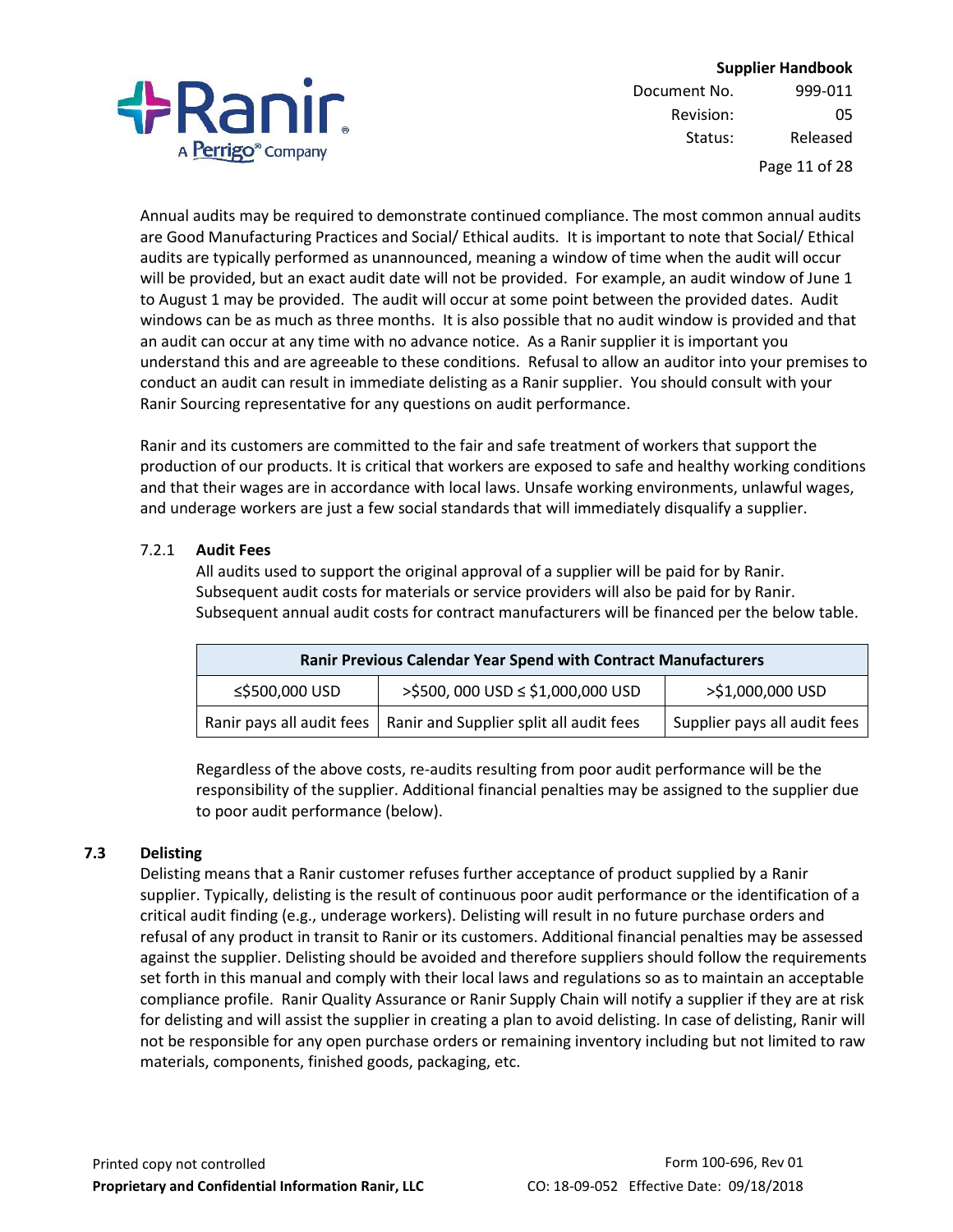Annual audits may be required to demonstrate continued compliance. The most common annual audits are Good Manufacturing Practices and Social/ Ethical audits. It is important to note that Social/ Ethical audits are typically performed as unannounced, meaning a window of time when the audit will occur will be provided, but an exact audit date will not be provided. For example, an audit window of June 1 to August 1 may be provided. The audit will occur at some point between the provided dates. Audit windows can be as much as three months. It is also possible that no audit window is provided and that an audit can occur at any time with no advance notice. As a Ranir supplier it is important you understand this and are agreeable to these conditions. Refusal to allow an auditor into your premises to conduct an audit can result in immediate delisting as a Ranir supplier. You should consult with your Ranir Sourcing representative for any questions on audit performance.

Ranir and its customers are committed to the fair and safe treatment of workers that support the production of our products. It is critical that workers are exposed to safe and healthy working conditions and that their wages are in accordance with local laws. Unsafe working environments, unlawful wages, and underage workers are just a few social standards that will immediately disqualify a supplier.

#### 7.2.1 Audit Fees

All audits used to support the original approval of a supplier will be paid for by Ranir. Subsequent audit costs for materials or service providers will also be paid for by Ranir. Subsequent annual audit costs for contract manufacturers will be financed per the below table.

| Ranir Previous Calendar Year Spend with Contract Manufacturers | | |
|---|---|---|
| ≤$500,000 USD | >$500, 000 USD ≤ $1,000,000 USD | >$1,000,000 USD |
| Ranir pays all audit fees | Ranir and Supplier split all audit fees | Supplier pays all audit fees |

Regardless of the above costs, re-audits resulting from poor audit performance will be the responsibility of the supplier. Additional financial penalties may be assigned to the supplier due to poor audit performance (below).

### 7.3 Delisting

Delisting means that a Ranir customer refuses further acceptance of product supplied by a Ranir supplier. Typically, delisting is the result of continuous poor audit performance or the identification of a critical audit finding (e.g., underage workers). Delisting will result in no future purchase orders and refusal of any product in transit to Ranir or its customers. Additional financial penalties may be assessed against the supplier. Delisting should be avoided and therefore suppliers should follow the requirements set forth in this manual and comply with their local laws and regulations so as to maintain an acceptable compliance profile. Ranir Quality Assurance or Ranir Supply Chain will notify a supplier if they are at risk for delisting and will assist the supplier in creating a plan to avoid delisting. In case of delisting, Ranir will not be responsible for any open purchase orders or remaining inventory including but not limited to raw materials, components, finished goods, packaging, etc.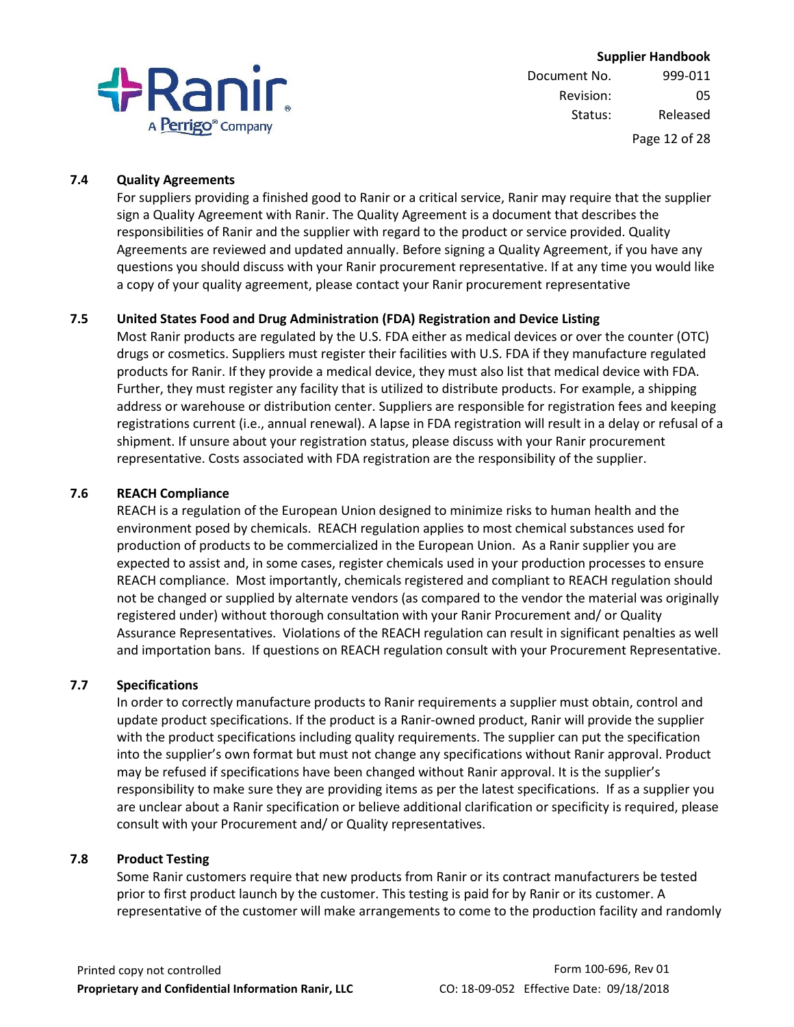### 7.4 Quality Agreements

For suppliers providing a finished good to Ranir or a critical service, Ranir may require that the supplier sign a Quality Agreement with Ranir. The Quality Agreement is a document that describes the responsibilities of Ranir and the supplier with regard to the product or service provided. Quality Agreements are reviewed and updated annually. Before signing a Quality Agreement, if you have any questions you should discuss with your Ranir procurement representative. If at any time you would like a copy of your quality agreement, please contact your Ranir procurement representative

### 7.5 United States Food and Drug Administration (FDA) Registration and Device Listing

Most Ranir products are regulated by the U.S. FDA either as medical devices or over the counter (OTC) drugs or cosmetics. Suppliers must register their facilities with U.S. FDA if they manufacture regulated products for Ranir. If they provide a medical device, they must also list that medical device with FDA. Further, they must register any facility that is utilized to distribute products. For example, a shipping address or warehouse or distribution center. Suppliers are responsible for registration fees and keeping registrations current (i.e., annual renewal). A lapse in FDA registration will result in a delay or refusal of a shipment. If unsure about your registration status, please discuss with your Ranir procurement representative. Costs associated with FDA registration are the responsibility of the supplier.

### 7.6 REACH Compliance

REACH is a regulation of the European Union designed to minimize risks to human health and the environment posed by chemicals. REACH regulation applies to most chemical substances used for production of products to be commercialized in the European Union. As a Ranir supplier you are expected to assist and, in some cases, register chemicals used in your production processes to ensure REACH compliance. Most importantly, chemicals registered and compliant to REACH regulation should not be changed or supplied by alternate vendors (as compared to the vendor the material was originally registered under) without thorough consultation with your Ranir Procurement and/ or Quality Assurance Representatives. Violations of the REACH regulation can result in significant penalties as well and importation bans. If questions on REACH regulation consult with your Procurement Representative.

### 7.7 Specifications

In order to correctly manufacture products to Ranir requirements a supplier must obtain, control and update product specifications. If the product is a Ranir-owned product, Ranir will provide the supplier with the product specifications including quality requirements. The supplier can put the specification into the supplier's own format but must not change any specifications without Ranir approval. Product may be refused if specifications have been changed without Ranir approval. It is the supplier's responsibility to make sure they are providing items as per the latest specifications. If as a supplier you are unclear about a Ranir specification or believe additional clarification or specificity is required, please consult with your Procurement and/ or Quality representatives.

### 7.8 Product Testing

Some Ranir customers require that new products from Ranir or its contract manufacturers be tested prior to first product launch by the customer. This testing is paid for by Ranir or its customer. A representative of the customer will make arrangements to come to the production facility and randomly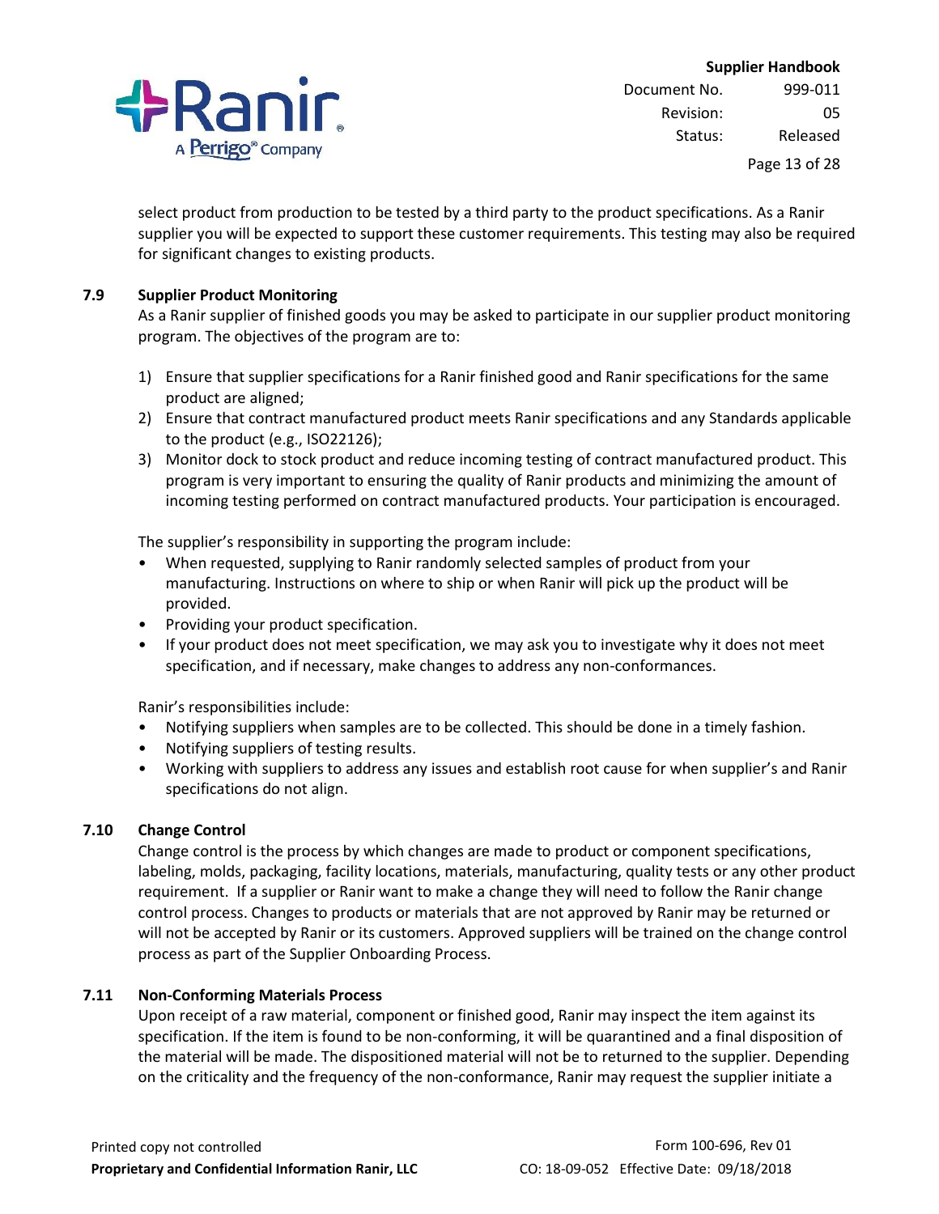select product from production to be tested by a third party to the product specifications. As a Ranir supplier you will be expected to support these customer requirements. This testing may also be required for significant changes to existing products.

### 7.9 Supplier Product Monitoring

As a Ranir supplier of finished goods you may be asked to participate in our supplier product monitoring program. The objectives of the program are to:

1) Ensure that supplier specifications for a Ranir finished good and Ranir specifications for the same product are aligned;
2) Ensure that contract manufactured product meets Ranir specifications and any Standards applicable to the product (e.g., ISO22126);
3) Monitor dock to stock product and reduce incoming testing of contract manufactured product. This program is very important to ensuring the quality of Ranir products and minimizing the amount of incoming testing performed on contract manufactured products. Your participation is encouraged.

The supplier's responsibility in supporting the program include:

- When requested, supplying to Ranir randomly selected samples of product from your manufacturing. Instructions on where to ship or when Ranir will pick up the product will be provided.
- Providing your product specification.
- If your product does not meet specification, we may ask you to investigate why it does not meet specification, and if necessary, make changes to address any non-conformances.

Ranir's responsibilities include:

- Notifying suppliers when samples are to be collected. This should be done in a timely fashion.
- Notifying suppliers of testing results.
- Working with suppliers to address any issues and establish root cause for when supplier's and Ranir specifications do not align.

### 7.10 Change Control

Change control is the process by which changes are made to product or component specifications, labeling, molds, packaging, facility locations, materials, manufacturing, quality tests or any other product requirement. If a supplier or Ranir want to make a change they will need to follow the Ranir change control process. Changes to products or materials that are not approved by Ranir may be returned or will not be accepted by Ranir or its customers. Approved suppliers will be trained on the change control process as part of the Supplier Onboarding Process.

### 7.11 Non-Conforming Materials Process

Upon receipt of a raw material, component or finished good, Ranir may inspect the item against its specification. If the item is found to be non-conforming, it will be quarantined and a final disposition of the material will be made. The dispositioned material will not be to returned to the supplier. Depending on the criticality and the frequency of the non-conformance, Ranir may request the supplier initiate a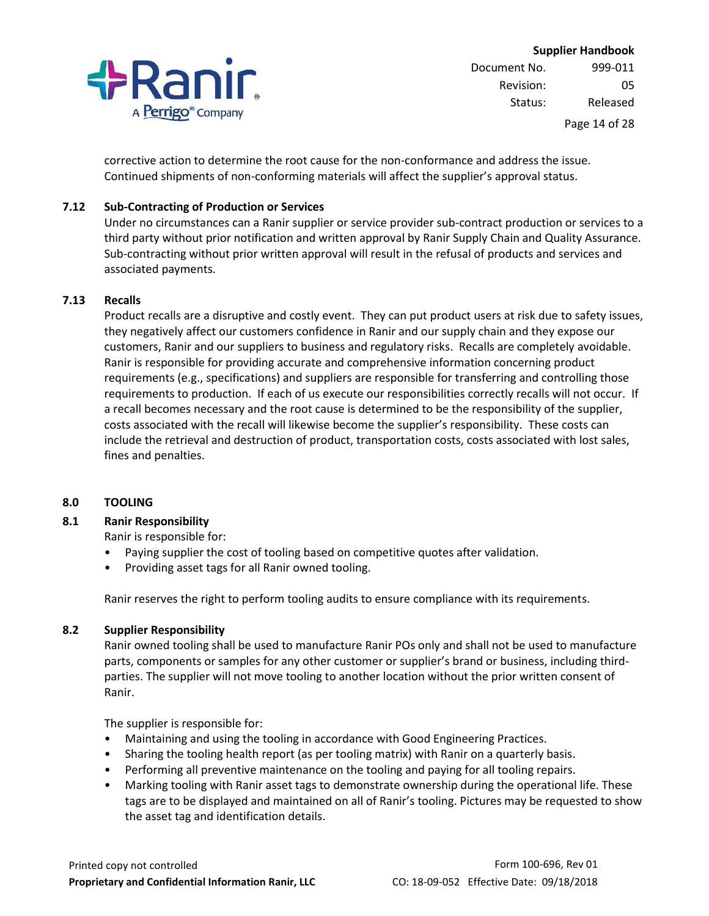corrective action to determine the root cause for the non-conformance and address the issue. Continued shipments of non-conforming materials will affect the supplier's approval status.

### 7.12 Sub-Contracting of Production or Services

Under no circumstances can a Ranir supplier or service provider sub-contract production or services to a third party without prior notification and written approval by Ranir Supply Chain and Quality Assurance. Sub-contracting without prior written approval will result in the refusal of products and services and associated payments.

### 7.13 Recalls

Product recalls are a disruptive and costly event. They can put product users at risk due to safety issues, they negatively affect our customers confidence in Ranir and our supply chain and they expose our customers, Ranir and our suppliers to business and regulatory risks. Recalls are completely avoidable. Ranir is responsible for providing accurate and comprehensive information concerning product requirements (e.g., specifications) and suppliers are responsible for transferring and controlling those requirements to production. If each of us execute our responsibilities correctly recalls will not occur. If a recall becomes necessary and the root cause is determined to be the responsibility of the supplier, costs associated with the recall will likewise become the supplier's responsibility. These costs can include the retrieval and destruction of product, transportation costs, costs associated with lost sales, fines and penalties.

## 8.0 TOOLING

### 8.1 Ranir Responsibility

Ranir is responsible for:

- Paying supplier the cost of tooling based on competitive quotes after validation.
- Providing asset tags for all Ranir owned tooling.

Ranir reserves the right to perform tooling audits to ensure compliance with its requirements.

### 8.2 Supplier Responsibility

Ranir owned tooling shall be used to manufacture Ranir POs only and shall not be used to manufacture parts, components or samples for any other customer or supplier's brand or business, including third-parties. The supplier will not move tooling to another location without the prior written consent of Ranir.

The supplier is responsible for:

- Maintaining and using the tooling in accordance with Good Engineering Practices.
- Sharing the tooling health report (as per tooling matrix) with Ranir on a quarterly basis.
- Performing all preventive maintenance on the tooling and paying for all tooling repairs.
- Marking tooling with Ranir asset tags to demonstrate ownership during the operational life. These tags are to be displayed and maintained on all of Ranir's tooling. Pictures may be requested to show the asset tag and identification details.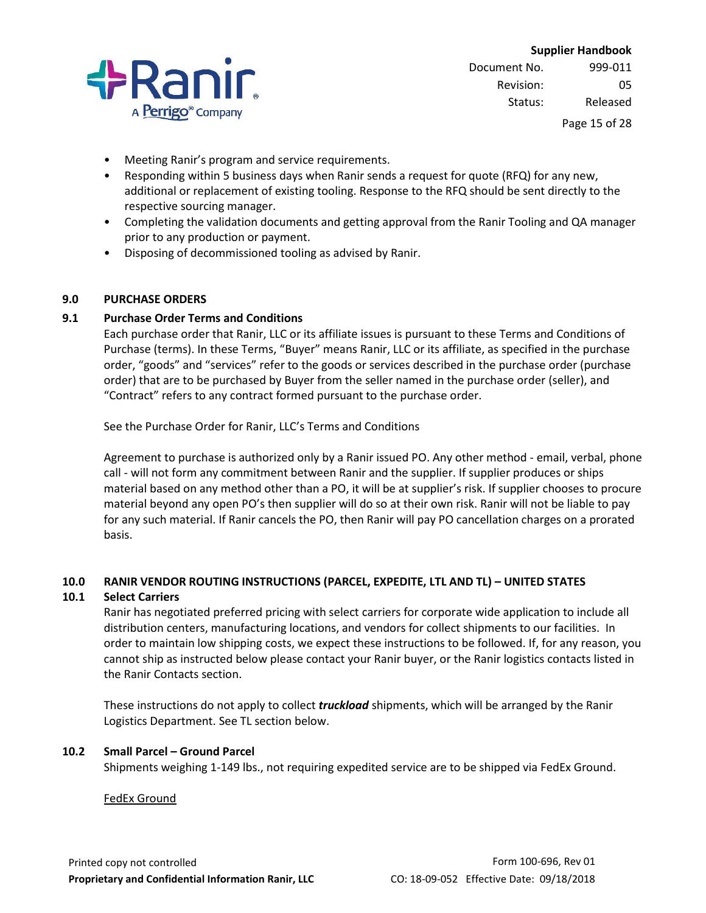- Meeting Ranir's program and service requirements.
- Responding within 5 business days when Ranir sends a request for quote (RFQ) for any new, additional or replacement of existing tooling. Response to the RFQ should be sent directly to the respective sourcing manager.
- Completing the validation documents and getting approval from the Ranir Tooling and QA manager prior to any production or payment.
- Disposing of decommissioned tooling as advised by Ranir.

## 9.0 PURCHASE ORDERS

### 9.1 Purchase Order Terms and Conditions

Each purchase order that Ranir, LLC or its affiliate issues is pursuant to these Terms and Conditions of Purchase (terms). In these Terms, "Buyer" means Ranir, LLC or its affiliate, as specified in the purchase order, "goods" and "services" refer to the goods or services described in the purchase order (purchase order) that are to be purchased by Buyer from the seller named in the purchase order (seller), and "Contract" refers to any contract formed pursuant to the purchase order.

See the Purchase Order for Ranir, LLC's Terms and Conditions

Agreement to purchase is authorized only by a Ranir issued PO. Any other method - email, verbal, phone call - will not form any commitment between Ranir and the supplier. If supplier produces or ships material based on any method other than a PO, it will be at supplier's risk. If supplier chooses to procure material beyond any open PO's then supplier will do so at their own risk. Ranir will not be liable to pay for any such material. If Ranir cancels the PO, then Ranir will pay PO cancellation charges on a prorated basis.

## 10.0 RANIR VENDOR ROUTING INSTRUCTIONS (PARCEL, EXPEDITE, LTL AND TL) – UNITED STATES

### 10.1 Select Carriers

Ranir has negotiated preferred pricing with select carriers for corporate wide application to include all distribution centers, manufacturing locations, and vendors for collect shipments to our facilities. In order to maintain low shipping costs, we expect these instructions to be followed. If, for any reason, you cannot ship as instructed below please contact your Ranir buyer, or the Ranir logistics contacts listed in the Ranir Contacts section.

These instructions do not apply to collect ***truckload*** shipments, which will be arranged by the Ranir Logistics Department. See TL section below.

### 10.2 Small Parcel – Ground Parcel

Shipments weighing 1-149 lbs., not requiring expedited service are to be shipped via FedEx Ground.

<u>FedEx Ground</u>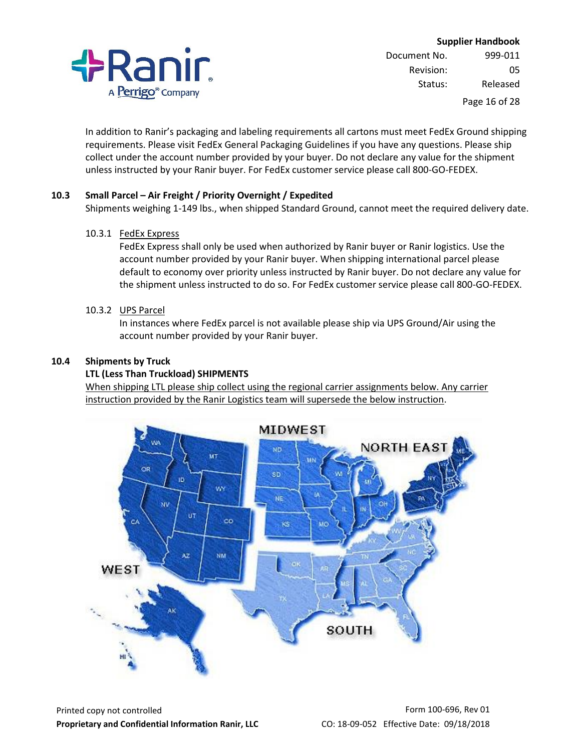In addition to Ranir's packaging and labeling requirements all cartons must meet FedEx Ground shipping requirements. Please visit FedEx General Packaging Guidelines if you have any questions. Please ship collect under the account number provided by your buyer. Do not declare any value for the shipment unless instructed by your Ranir buyer. For FedEx customer service please call 800-GO-FEDEX.

### 10.3 Small Parcel – Air Freight / Priority Overnight / Expedited

Shipments weighing 1-149 lbs., when shipped Standard Ground, cannot meet the required delivery date.

#### 10.3.1 FedEx Express

FedEx Express shall only be used when authorized by Ranir buyer or Ranir logistics. Use the account number provided by your Ranir buyer. When shipping international parcel please default to economy over priority unless instructed by Ranir buyer. Do not declare any value for the shipment unless instructed to do so. For FedEx customer service please call 800-GO-FEDEX.

#### 10.3.2 UPS Parcel

In instances where FedEx parcel is not available please ship via UPS Ground/Air using the account number provided by your Ranir buyer.

### 10.4 Shipments by Truck

**LTL (Less Than Truckload) SHIPMENTS**

When shipping LTL please ship collect using the regional carrier assignments below. Any carrier instruction provided by the Ranir Logistics team will supersede the below instruction.

MIDWEST
NORTH EAST
WEST
SOUTH
WA
OR
ID
MT
WY
NV
UT
CO
CA
AZ
NM
AK
HI
ND
SD
NE
KS
MN
IA
MO
WI
IL
MI
IN
OH
ME
NY
PA
NH
MA
CT
OK
TX
AR
LA
MS
AL
TN
KY
WV
VA
NC
SC
GA
FL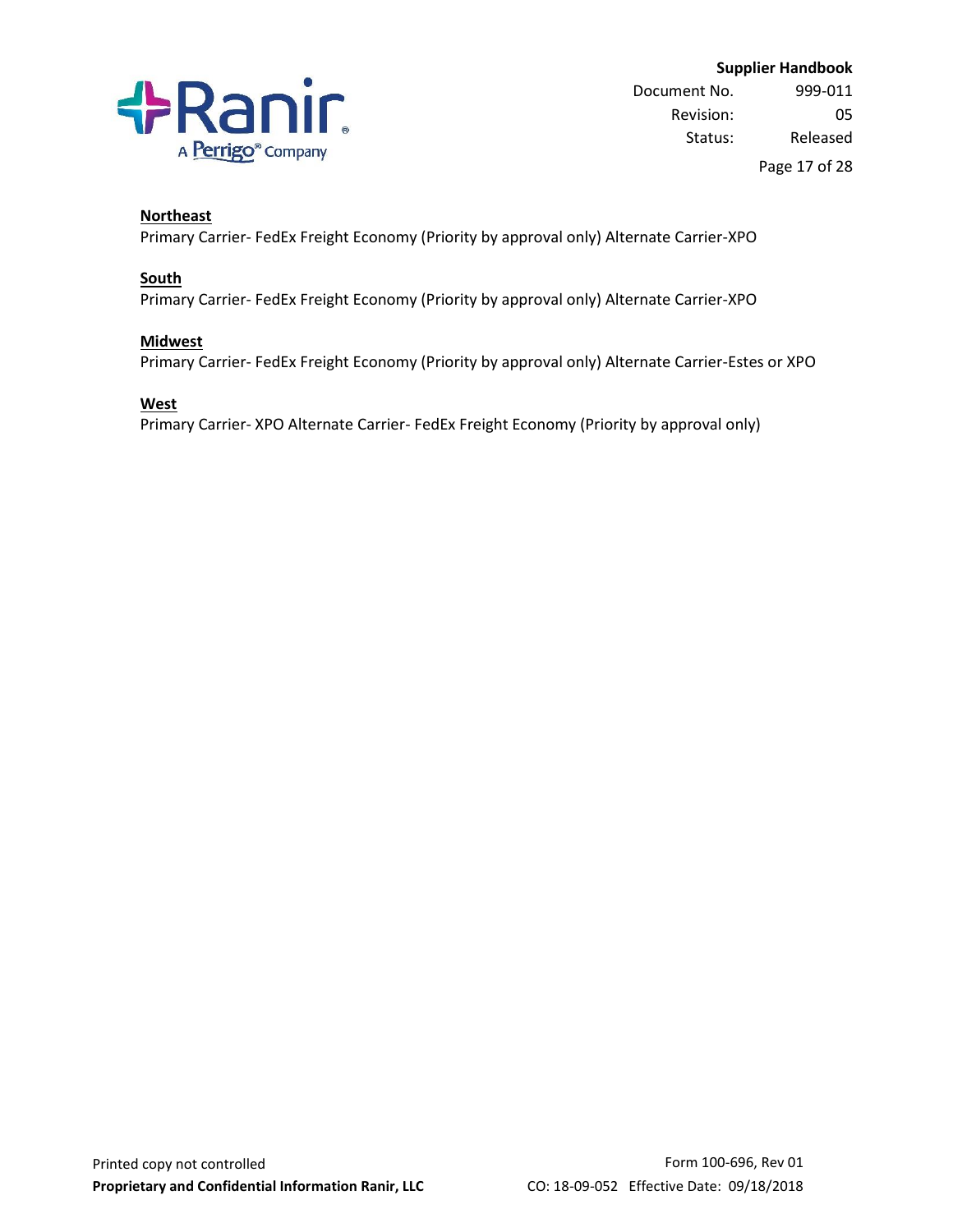**Northeast**

Primary Carrier- FedEx Freight Economy (Priority by approval only) Alternate Carrier-XPO

**South**

Primary Carrier- FedEx Freight Economy (Priority by approval only) Alternate Carrier-XPO

**Midwest**

Primary Carrier- FedEx Freight Economy (Priority by approval only) Alternate Carrier-Estes or XPO

**West**

Primary Carrier- XPO Alternate Carrier- FedEx Freight Economy (Priority by approval only)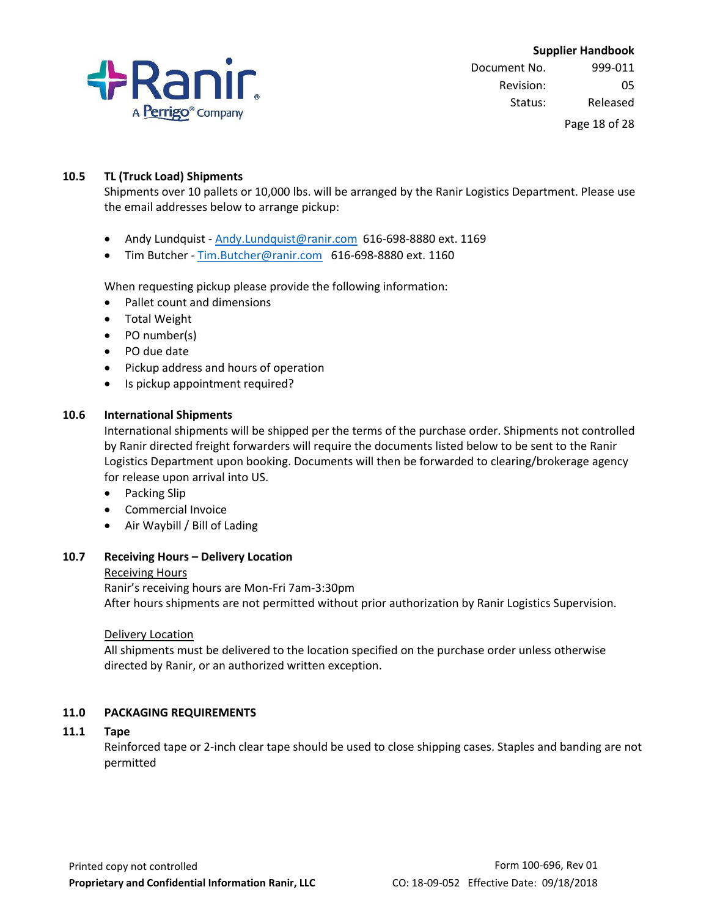### 10.5 TL (Truck Load) Shipments

Shipments over 10 pallets or 10,000 lbs. will be arranged by the Ranir Logistics Department. Please use the email addresses below to arrange pickup:

- Andy Lundquist - Andy.Lundquist@ranir.com 616-698-8880 ext. 1169
- Tim Butcher - Tim.Butcher@ranir.com 616-698-8880 ext. 1160

When requesting pickup please provide the following information:

- Pallet count and dimensions
- Total Weight
- PO number(s)
- PO due date
- Pickup address and hours of operation
- Is pickup appointment required?

### 10.6 International Shipments

International shipments will be shipped per the terms of the purchase order. Shipments not controlled by Ranir directed freight forwarders will require the documents listed below to be sent to the Ranir Logistics Department upon booking. Documents will then be forwarded to clearing/brokerage agency for release upon arrival into US.

- Packing Slip
- Commercial Invoice
- Air Waybill / Bill of Lading

### 10.7 Receiving Hours – Delivery Location

Receiving Hours

Ranir's receiving hours are Mon-Fri 7am-3:30pm
After hours shipments are not permitted without prior authorization by Ranir Logistics Supervision.

Delivery Location

All shipments must be delivered to the location specified on the purchase order unless otherwise directed by Ranir, or an authorized written exception.

## 11.0 PACKAGING REQUIREMENTS

### 11.1 Tape

Reinforced tape or 2-inch clear tape should be used to close shipping cases. Staples and banding are not permitted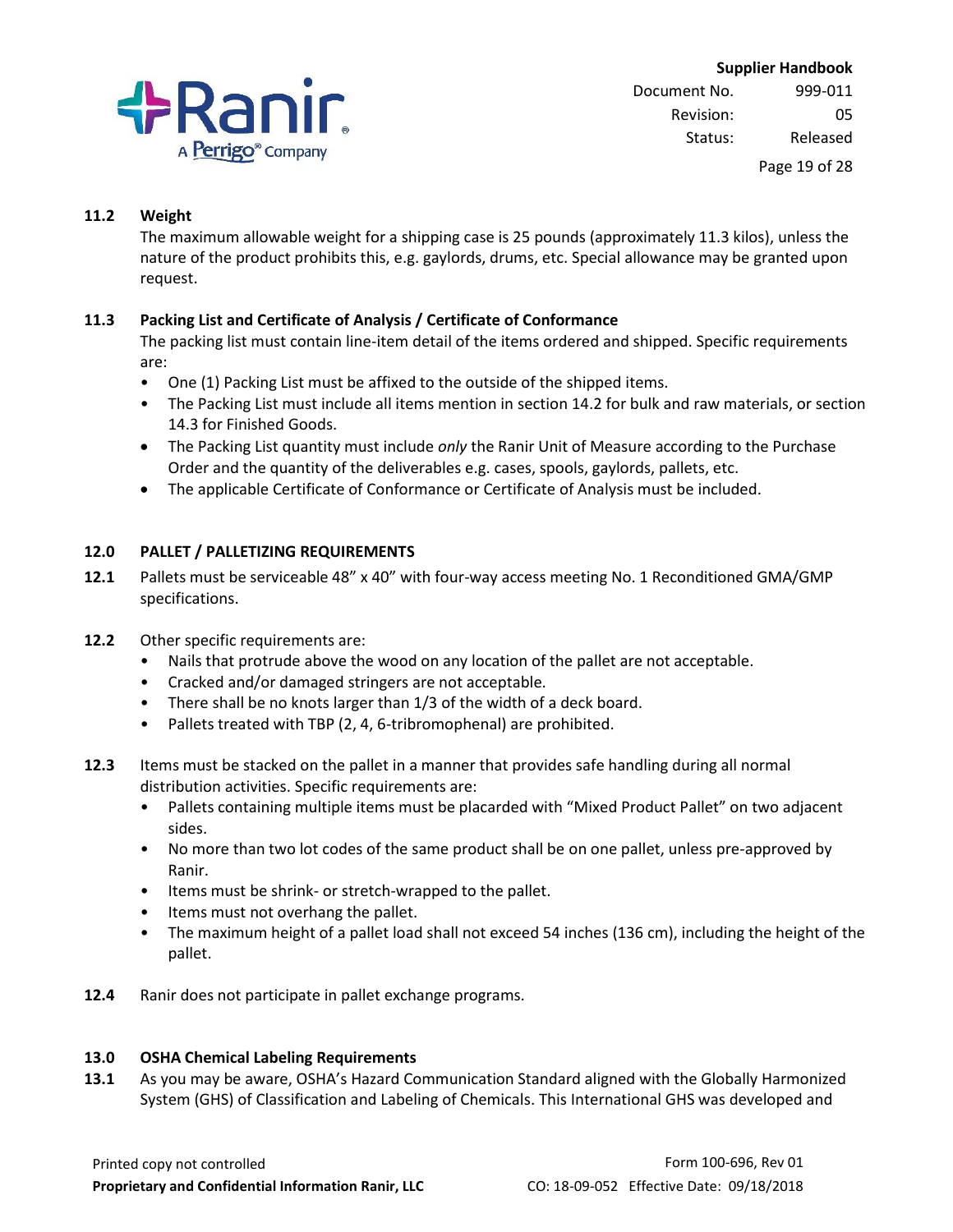### 11.2 Weight

The maximum allowable weight for a shipping case is 25 pounds (approximately 11.3 kilos), unless the nature of the product prohibits this, e.g. gaylords, drums, etc. Special allowance may be granted upon request.

### 11.3 Packing List and Certificate of Analysis / Certificate of Conformance

The packing list must contain line-item detail of the items ordered and shipped. Specific requirements are:

- One (1) Packing List must be affixed to the outside of the shipped items.
- The Packing List must include all items mention in section 14.2 for bulk and raw materials, or section 14.3 for Finished Goods.
- The Packing List quantity must include *only* the Ranir Unit of Measure according to the Purchase Order and the quantity of the deliverables e.g. cases, spools, gaylords, pallets, etc.
- The applicable Certificate of Conformance or Certificate of Analysis must be included.

## 12.0 PALLET / PALLETIZING REQUIREMENTS

**12.1** Pallets must be serviceable 48" x 40" with four-way access meeting No. 1 Reconditioned GMA/GMP specifications.

**12.2** Other specific requirements are:

- Nails that protrude above the wood on any location of the pallet are not acceptable.
- Cracked and/or damaged stringers are not acceptable.
- There shall be no knots larger than 1/3 of the width of a deck board.
- Pallets treated with TBP (2, 4, 6-tribromophenal) are prohibited.

**12.3** Items must be stacked on the pallet in a manner that provides safe handling during all normal distribution activities. Specific requirements are:

- Pallets containing multiple items must be placarded with "Mixed Product Pallet" on two adjacent sides.
- No more than two lot codes of the same product shall be on one pallet, unless pre-approved by Ranir.
- Items must be shrink- or stretch-wrapped to the pallet.
- Items must not overhang the pallet.
- The maximum height of a pallet load shall not exceed 54 inches (136 cm), including the height of the pallet.

**12.4** Ranir does not participate in pallet exchange programs.

## 13.0 OSHA Chemical Labeling Requirements

**13.1** As you may be aware, OSHA's Hazard Communication Standard aligned with the Globally Harmonized System (GHS) of Classification and Labeling of Chemicals. This International GHS was developed and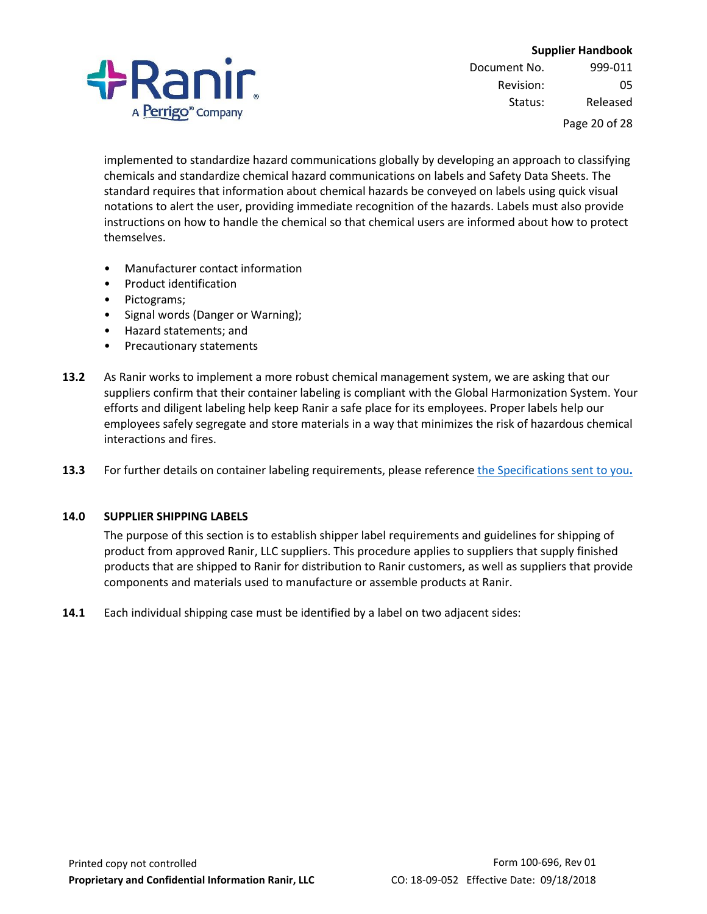implemented to standardize hazard communications globally by developing an approach to classifying chemicals and standardize chemical hazard communications on labels and Safety Data Sheets. The standard requires that information about chemical hazards be conveyed on labels using quick visual notations to alert the user, providing immediate recognition of the hazards. Labels must also provide instructions on how to handle the chemical so that chemical users are informed about how to protect themselves.

- Manufacturer contact information
- Product identification
- Pictograms;
- Signal words (Danger or Warning);
- Hazard statements; and
- Precautionary statements

**13.2** As Ranir works to implement a more robust chemical management system, we are asking that our suppliers confirm that their container labeling is compliant with the Global Harmonization System. Your efforts and diligent labeling help keep Ranir a safe place for its employees. Proper labels help our employees safely segregate and store materials in a way that minimizes the risk of hazardous chemical interactions and fires.

**13.3** For further details on container labeling requirements, please reference the Specifications sent to you**.**

## 14.0 SUPPLIER SHIPPING LABELS

The purpose of this section is to establish shipper label requirements and guidelines for shipping of product from approved Ranir, LLC suppliers. This procedure applies to suppliers that supply finished products that are shipped to Ranir for distribution to Ranir customers, as well as suppliers that provide components and materials used to manufacture or assemble products at Ranir.

**14.1** Each individual shipping case must be identified by a label on two adjacent sides: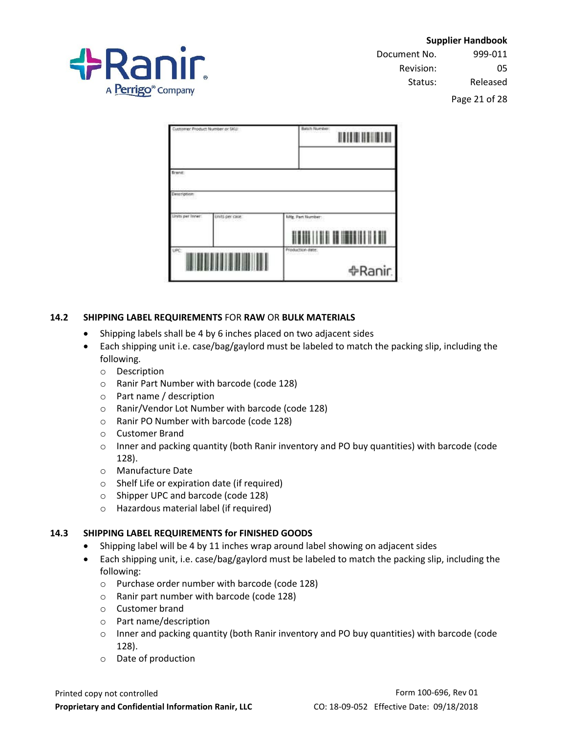## 14.2 SHIPPING LABEL REQUIREMENTS FOR RAW OR BULK MATERIALS

- Shipping labels shall be 4 by 6 inches placed on two adjacent sides
- Each shipping unit i.e. case/bag/gaylord must be labeled to match the packing slip, including the following.
  - Description
  - Ranir Part Number with barcode (code 128)
  - Part name / description
  - Ranir/Vendor Lot Number with barcode (code 128)
  - Ranir PO Number with barcode (code 128)
  - Customer Brand
  - Inner and packing quantity (both Ranir inventory and PO buy quantities) with barcode (code 128).
  - Manufacture Date
  - Shelf Life or expiration date (if required)
  - Shipper UPC and barcode (code 128)
  - Hazardous material label (if required)

## 14.3 SHIPPING LABEL REQUIREMENTS for FINISHED GOODS

- Shipping label will be 4 by 11 inches wrap around label showing on adjacent sides
- Each shipping unit, i.e. case/bag/gaylord must be labeled to match the packing slip, including the following:
  - Purchase order number with barcode (code 128)
  - Ranir part number with barcode (code 128)
  - Customer brand
  - Part name/description
  - Inner and packing quantity (both Ranir inventory and PO buy quantities) with barcode (code 128).
  - Date of production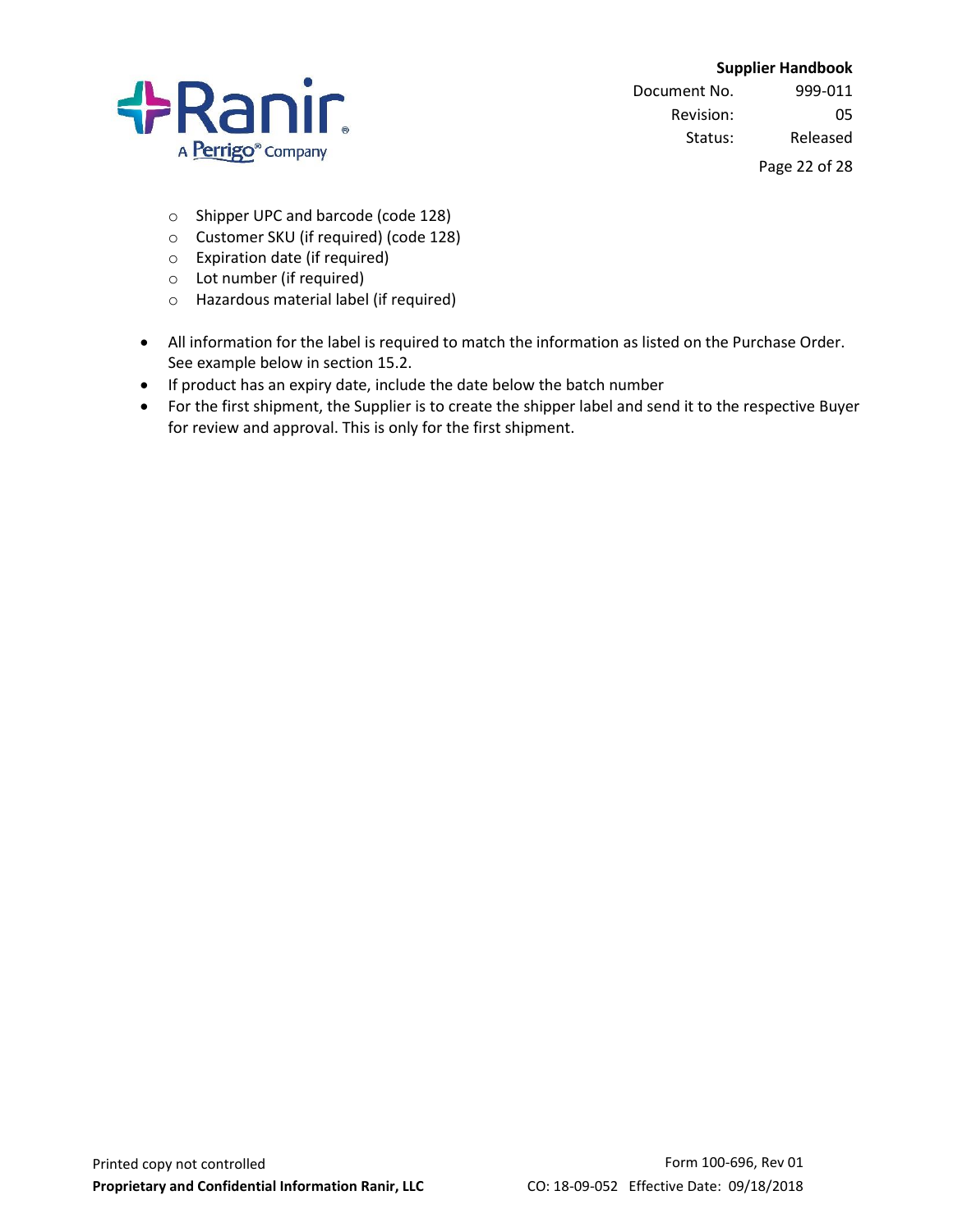- Shipper UPC and barcode (code 128)
  - Customer SKU (if required) (code 128)
  - Expiration date (if required)
  - Lot number (if required)
  - Hazardous material label (if required)

- All information for the label is required to match the information as listed on the Purchase Order. See example below in section 15.2.
- If product has an expiry date, include the date below the batch number
- For the first shipment, the Supplier is to create the shipper label and send it to the respective Buyer for review and approval. This is only for the first shipment.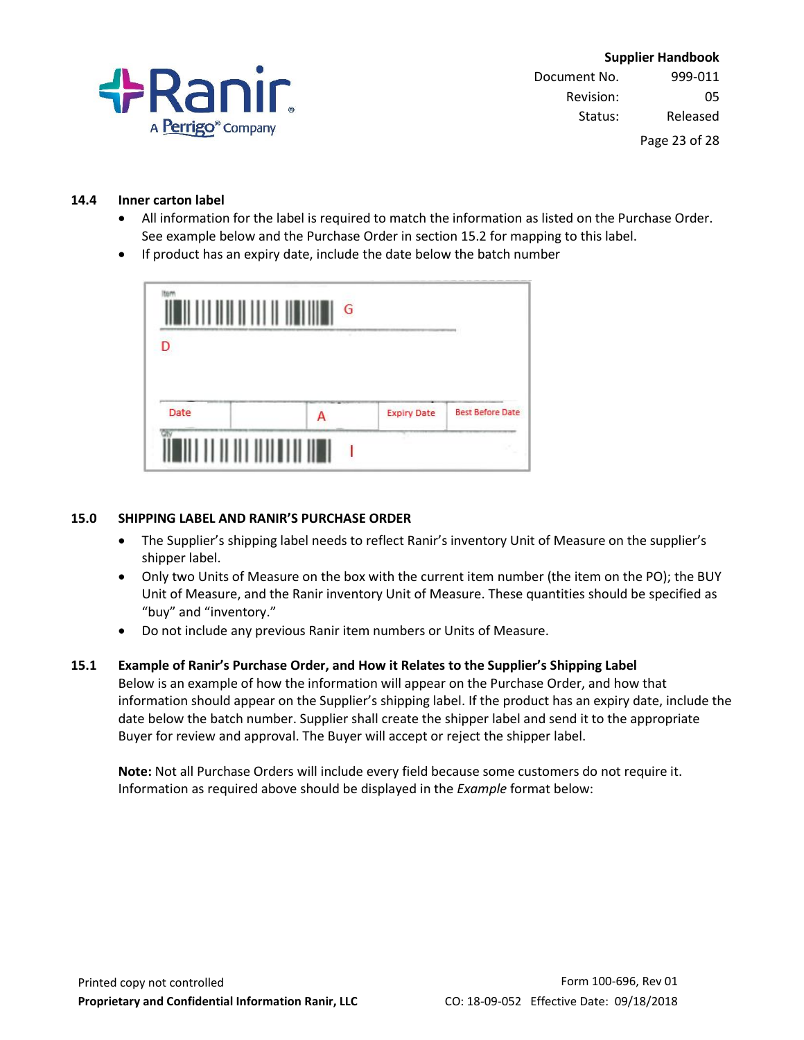### 14.4 Inner carton label

- All information for the label is required to match the information as listed on the Purchase Order. See example below and the Purchase Order in section 15.2 for mapping to this label.
- If product has an expiry date, include the date below the batch number

Item

G

D

Date | A | Expiry Date | Best Before Date

Qty

I

## 15.0 SHIPPING LABEL AND RANIR'S PURCHASE ORDER

- The Supplier's shipping label needs to reflect Ranir's inventory Unit of Measure on the supplier's shipper label.
- Only two Units of Measure on the box with the current item number (the item on the PO); the BUY Unit of Measure, and the Ranir inventory Unit of Measure. These quantities should be specified as "buy" and "inventory."
- Do not include any previous Ranir item numbers or Units of Measure.

### 15.1 Example of Ranir's Purchase Order, and How it Relates to the Supplier's Shipping Label

Below is an example of how the information will appear on the Purchase Order, and how that information should appear on the Supplier's shipping label. If the product has an expiry date, include the date below the batch number. Supplier shall create the shipper label and send it to the appropriate Buyer for review and approval. The Buyer will accept or reject the shipper label.

**Note:** Not all Purchase Orders will include every field because some customers do not require it. Information as required above should be displayed in the *Example* format below: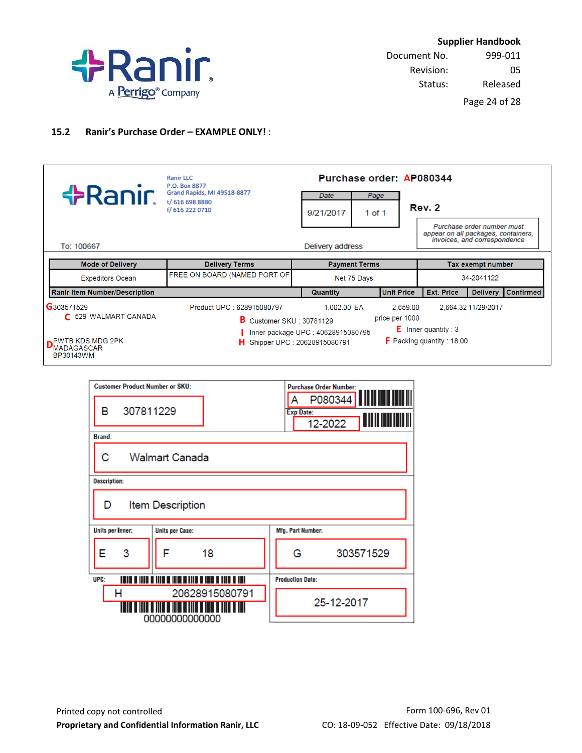## 15.2 Ranir's Purchase Order – EXAMPLE ONLY! :

Ranir LLC
P.O. Box 8877
Grand Rapids, MI 49518-8877
t/ 616 698 8880
f/ 616 222 0710

**Purchase order: AP080344**

| Date | Page |
|---|---|
| 9/21/2017 | 1 of 1 |

**Rev. 2**

*Purchase order number must appear on all packages, containers, invoices, and correspondence*

To: 100667

Delivery address

| Mode of Delivery | Delivery Terms | Payment Terms | Tax exempt number |
|---|---|---|---|
| Expeditors Ocean | FREE ON BOARD (NAMED PORT OF | Net 75 Days | 34-2041122 |

| Ranir Item Number/Description | | Quantity | Unit Price | Ext. Price | Delivery | Confirmed |
|---|---|---|---|---|---|---|
| G 303571529<br>C 529 WALMART CANADA<br><br>D PWTB KDS MDG 2PK MADAGASCAR BP30143WM | Product UPC : 628915080797<br>B Customer SKU : 30781129<br>I Inner package UPC : 40628915080795<br>H Shipper UPC : 20628915080791 | 1,002.00 EA | 2,659.00<br>price per 1000<br>E Inner quantity : 3<br>F Packing quantity : 18.00 | 2,664.32 | 11/29/2017 | |

| Customer Product Number or SKU: | | Purchase Order Number: |
|---|---|---|
| B 307811229 | | A P080344<br>Exp Date: 12-2022 |
| Brand: C Walmart Canada | | |
| Description: D Item Description | | |
| Units per Inner: E 3 | Units per Case: F 18 | Mfg. Part Number: G 303571529 |
| UPC: H 20628915080791<br>00000000000000 | | Production Date: 25-12-2017 |

Printed copy not controlled
**Proprietary and Confidential Information Ranir, LLC**

Form 100-696, Rev 01
CO: 18-09-052 Effective Date: 09/18/2018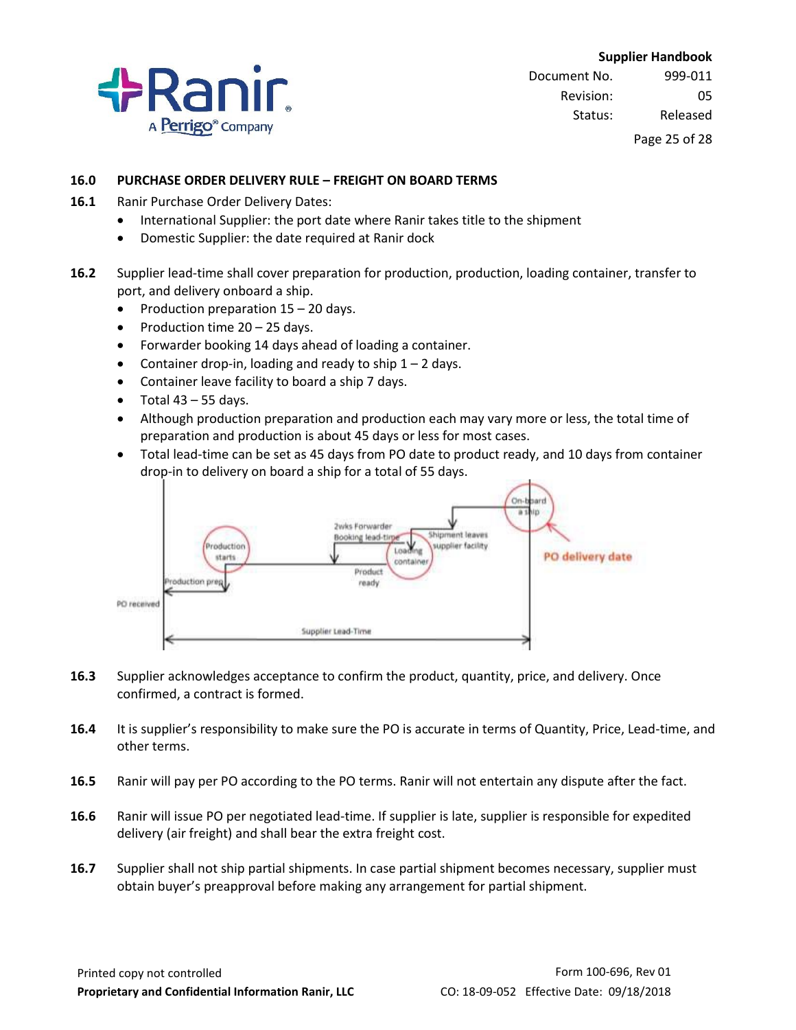## 16.0 PURCHASE ORDER DELIVERY RULE – FREIGHT ON BOARD TERMS

**16.1** Ranir Purchase Order Delivery Dates:

- International Supplier: the port date where Ranir takes title to the shipment
- Domestic Supplier: the date required at Ranir dock

**16.2** Supplier lead-time shall cover preparation for production, production, loading container, transfer to port, and delivery onboard a ship.

- Production preparation 15 – 20 days.
- Production time 20 – 25 days.
- Forwarder booking 14 days ahead of loading a container.
- Container drop-in, loading and ready to ship 1 – 2 days.
- Container leave facility to board a ship 7 days.
- Total 43 – 55 days.
- Although production preparation and production each may vary more or less, the total time of preparation and production is about 45 days or less for most cases.
- Total lead-time can be set as 45 days from PO date to product ready, and 10 days from container drop-in to delivery on board a ship for a total of 55 days.

PO received
Production prep
Production starts
2wks Forwarder Booking lead-time
Product ready
Loading container
Shipment leaves supplier facility
On-board a ship
PO delivery date
Supplier Lead-Time

**16.3** Supplier acknowledges acceptance to confirm the product, quantity, price, and delivery. Once confirmed, a contract is formed.

**16.4** It is supplier's responsibility to make sure the PO is accurate in terms of Quantity, Price, Lead-time, and other terms.

**16.5** Ranir will pay per PO according to the PO terms. Ranir will not entertain any dispute after the fact.

**16.6** Ranir will issue PO per negotiated lead-time. If supplier is late, supplier is responsible for expedited delivery (air freight) and shall bear the extra freight cost.

**16.7** Supplier shall not ship partial shipments. In case partial shipment becomes necessary, supplier must obtain buyer's preapproval before making any arrangement for partial shipment.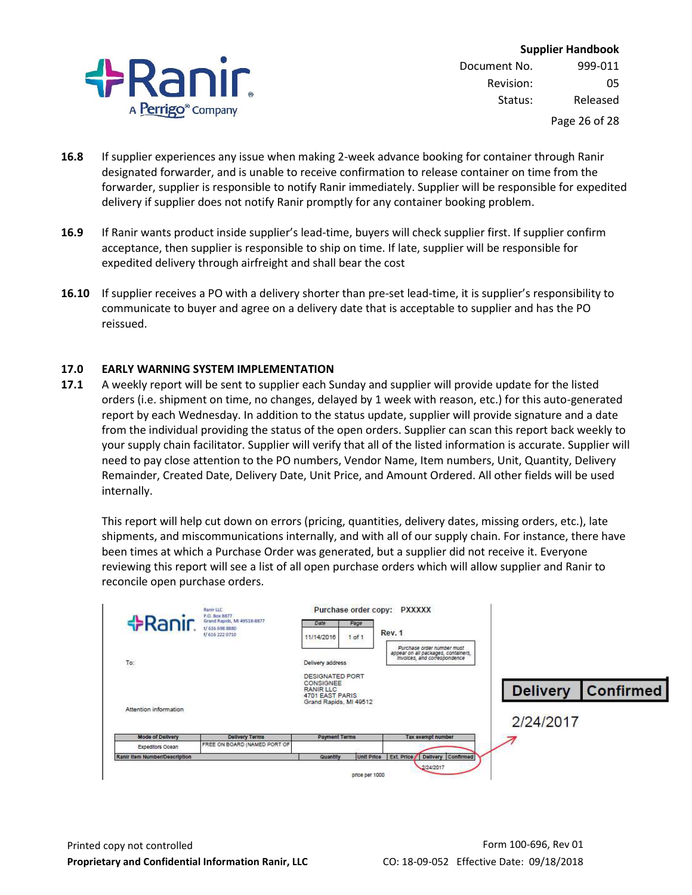**16.8** If supplier experiences any issue when making 2-week advance booking for container through Ranir designated forwarder, and is unable to receive confirmation to release container on time from the forwarder, supplier is responsible to notify Ranir immediately. Supplier will be responsible for expedited delivery if supplier does not notify Ranir promptly for any container booking problem.

**16.9** If Ranir wants product inside supplier's lead-time, buyers will check supplier first. If supplier confirm acceptance, then supplier is responsible to ship on time. If late, supplier will be responsible for expedited delivery through airfreight and shall bear the cost

**16.10** If supplier receives a PO with a delivery shorter than pre-set lead-time, it is supplier's responsibility to communicate to buyer and agree on a delivery date that is acceptable to supplier and has the PO reissued.

## 17.0 EARLY WARNING SYSTEM IMPLEMENTATION

**17.1** A weekly report will be sent to supplier each Sunday and supplier will provide update for the listed orders (i.e. shipment on time, no changes, delayed by 1 week with reason, etc.) for this auto-generated report by each Wednesday. In addition to the status update, supplier will provide signature and a date from the individual providing the status of the open orders. Supplier can scan this report back weekly to your supply chain facilitator. Supplier will verify that all of the listed information is accurate. Supplier will need to pay close attention to the PO numbers, Vendor Name, Item numbers, Unit, Quantity, Delivery Remainder, Created Date, Delivery Date, Unit Price, and Amount Ordered. All other fields will be used internally.

This report will help cut down on errors (pricing, quantities, delivery dates, missing orders, etc.), late shipments, and miscommunications internally, and with all of our supply chain. For instance, there have been times at which a Purchase Order was generated, but a supplier did not receive it. Everyone reviewing this report will see a list of all open purchase orders which will allow supplier and Ranir to reconcile open purchase orders.

Ranir

Ranir LLC
P.O. Box 8877
Grand Rapids, MI 49518-8877
t/ 616 698 8880
f/ 616 222 0710

Purchase order copy: PXXXXX

| Date | Page |
|---|---|
| 11/14/2016 | 1 of 1 |

Rev. 1

Purchase order number must appear on all packages, containers, invoices, and correspondence

To:

Delivery address

DESIGNATED PORT
CONSIGNEE
RANIR LLC
4701 EAST PARIS
Grand Rapids, MI 49512

Attention information

| Mode of Delivery | Delivery Terms | Payment Terms | Tax exempt number |
|---|---|---|---|
| Expeditors Ocean | FREE ON BOARD (NAMED PORT OF | | |

| Ranir Item Number/Description | Quantity | Unit Price | Ext. Price | Delivery | Confirmed |
|---|---|---|---|---|---|
| | | price per 1000 | | 2/24/2017 | |

| Delivery | Confirmed |
|---|---|
| 2/24/2017 | |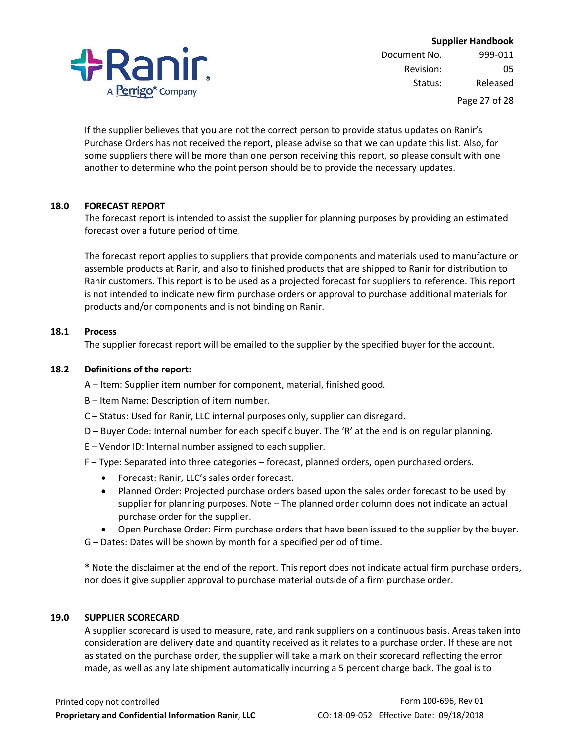If the supplier believes that you are not the correct person to provide status updates on Ranir's Purchase Orders has not received the report, please advise so that we can update this list. Also, for some suppliers there will be more than one person receiving this report, so please consult with one another to determine who the point person should be to provide the necessary updates.

## 18.0 FORECAST REPORT

The forecast report is intended to assist the supplier for planning purposes by providing an estimated forecast over a future period of time.

The forecast report applies to suppliers that provide components and materials used to manufacture or assemble products at Ranir, and also to finished products that are shipped to Ranir for distribution to Ranir customers. This report is to be used as a projected forecast for suppliers to reference. This report is not intended to indicate new firm purchase orders or approval to purchase additional materials for products and/or components and is not binding on Ranir.

### 18.1 Process

The supplier forecast report will be emailed to the supplier by the specified buyer for the account.

### 18.2 Definitions of the report:

A – Item: Supplier item number for component, material, finished good.

B – Item Name: Description of item number.

C – Status: Used for Ranir, LLC internal purposes only, supplier can disregard.

D – Buyer Code: Internal number for each specific buyer. The 'R' at the end is on regular planning.

E – Vendor ID: Internal number assigned to each supplier.

F – Type: Separated into three categories – forecast, planned orders, open purchased orders.

- Forecast: Ranir, LLC's sales order forecast.
- Planned Order: Projected purchase orders based upon the sales order forecast to be used by supplier for planning purposes. Note – The planned order column does not indicate an actual purchase order for the supplier.
- Open Purchase Order: Firm purchase orders that have been issued to the supplier by the buyer.

G – Dates: Dates will be shown by month for a specified period of time.

**\*** Note the disclaimer at the end of the report. This report does not indicate actual firm purchase orders, nor does it give supplier approval to purchase material outside of a firm purchase order.

## 19.0 SUPPLIER SCORECARD

A supplier scorecard is used to measure, rate, and rank suppliers on a continuous basis. Areas taken into consideration are delivery date and quantity received as it relates to a purchase order. If these are not as stated on the purchase order, the supplier will take a mark on their scorecard reflecting the error made, as well as any late shipment automatically incurring a 5 percent charge back. The goal is to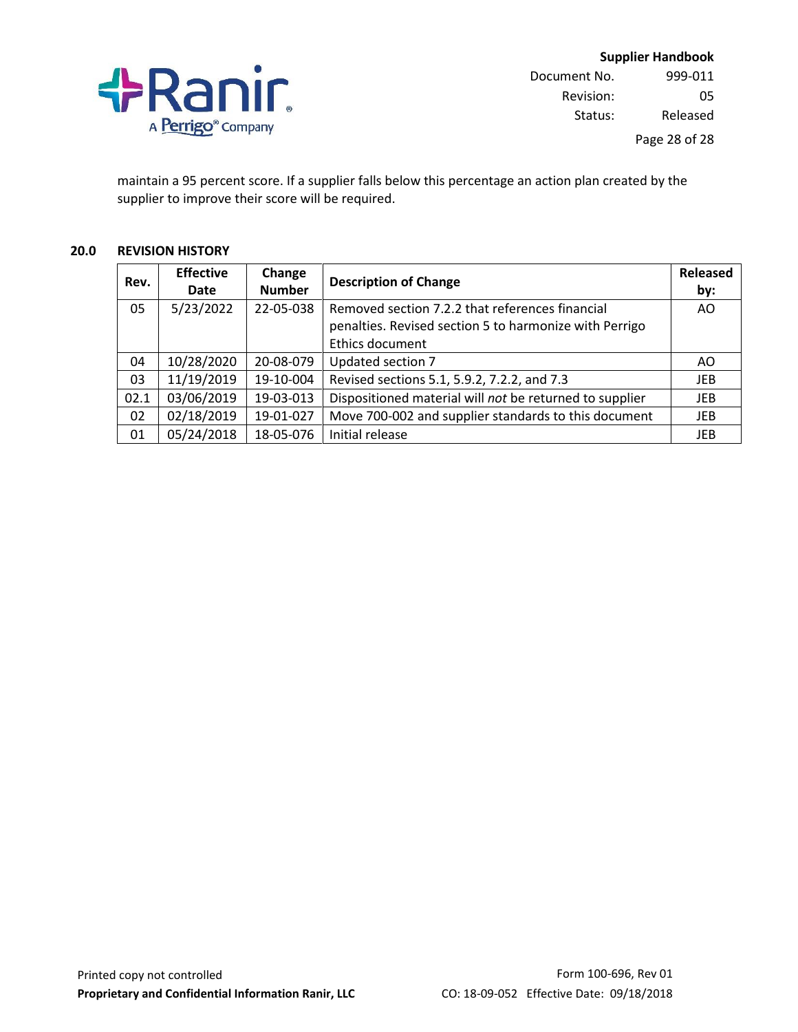maintain a 95 percent score. If a supplier falls below this percentage an action plan created by the supplier to improve their score will be required.

## 20.0 REVISION HISTORY

| Rev. | Effective Date | Change Number | Description of Change | Released by: |
|---|---|---|---|---|
| 05 | 5/23/2022 | 22-05-038 | Removed section 7.2.2 that references financial penalties. Revised section 5 to harmonize with Perrigo Ethics document | AO |
| 04 | 10/28/2020 | 20-08-079 | Updated section 7 | AO |
| 03 | 11/19/2019 | 19-10-004 | Revised sections 5.1, 5.9.2, 7.2.2, and 7.3 | JEB |
| 02.1 | 03/06/2019 | 19-03-013 | Dispositioned material will *not* be returned to supplier | JEB |
| 02 | 02/18/2019 | 19-01-027 | Move 700-002 and supplier standards to this document | JEB |
| 01 | 05/24/2018 | 18-05-076 | Initial release | JEB |